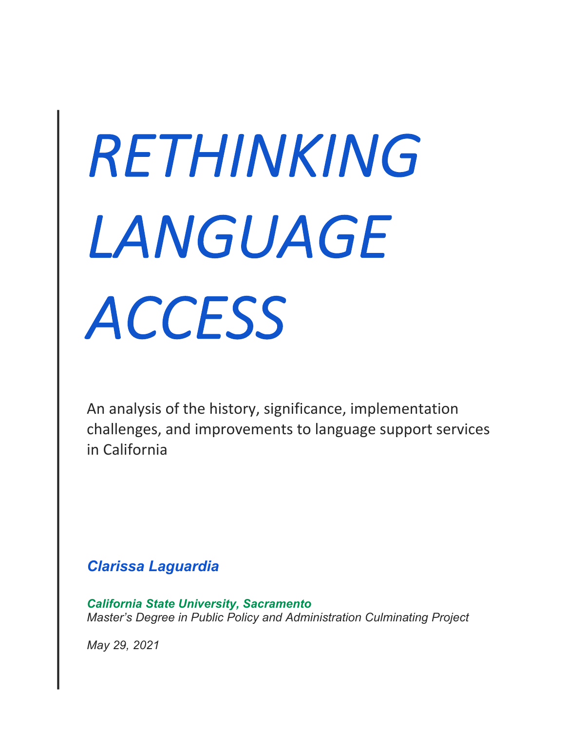# *RETHINKING LANGUAGE ACCESS*

An analysis of the history, significance, implementation challenges, and improvements to language support services in California

***Clarissa Laguardia***

***California State University, Sacramento***

*Master's Degree in Public Policy and Administration Culminating Project*

*May 29, 2021*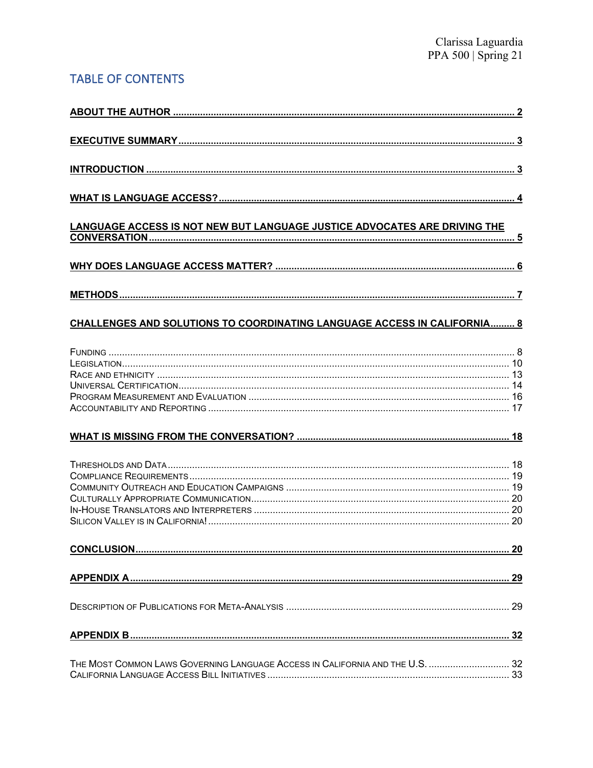## TABLE OF CONTENTS

**ABOUT THE AUTHOR** ..... 2

**EXECUTIVE SUMMARY** ..... 3

**INTRODUCTION** ..... 3

**WHAT IS LANGUAGE ACCESS?** ..... 4

**LANGUAGE ACCESS IS NOT NEW BUT LANGUAGE JUSTICE ADVOCATES ARE DRIVING THE CONVERSATION** ..... 5

**WHY DOES LANGUAGE ACCESS MATTER?** ..... 6

**METHODS** ..... 7

**CHALLENGES AND SOLUTIONS TO COORDINATING LANGUAGE ACCESS IN CALIFORNIA** ..... 8

- Funding ..... 8
- Legislation ..... 10
- Race and ethnicity ..... 13
- Universal Certification ..... 14
- Program Measurement and Evaluation ..... 16
- Accountability and Reporting ..... 17

**WHAT IS MISSING FROM THE CONVERSATION?** ..... 18

- Thresholds and Data ..... 18
- Compliance Requirements ..... 19
- Community Outreach and Education Campaigns ..... 19
- Culturally Appropriate Communication ..... 20
- In-House Translators and Interpreters ..... 20
- Silicon Valley is in California! ..... 20

**CONCLUSION** ..... 20

**APPENDIX A** ..... 29

- Description of Publications for Meta-Analysis ..... 29

**APPENDIX B** ..... 32

- The Most Common Laws Governing Language Access in California and the U.S. ..... 32
- California Language Access Bill Initiatives ..... 33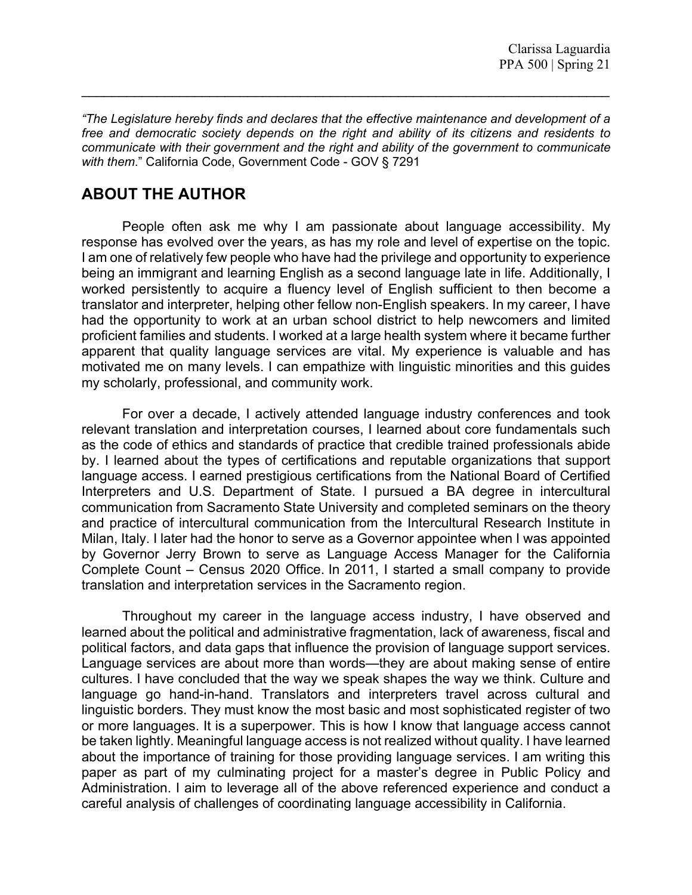*"The Legislature hereby finds and declares that the effective maintenance and development of a free and democratic society depends on the right and ability of its citizens and residents to communicate with their government and the right and ability of the government to communicate with them*." California Code, Government Code - GOV § 7291

## ABOUT THE AUTHOR

People often ask me why I am passionate about language accessibility. My response has evolved over the years, as has my role and level of expertise on the topic. I am one of relatively few people who have had the privilege and opportunity to experience being an immigrant and learning English as a second language late in life. Additionally, I worked persistently to acquire a fluency level of English sufficient to then become a translator and interpreter, helping other fellow non-English speakers. In my career, I have had the opportunity to work at an urban school district to help newcomers and limited proficient families and students. I worked at a large health system where it became further apparent that quality language services are vital. My experience is valuable and has motivated me on many levels. I can empathize with linguistic minorities and this guides my scholarly, professional, and community work.

For over a decade, I actively attended language industry conferences and took relevant translation and interpretation courses, I learned about core fundamentals such as the code of ethics and standards of practice that credible trained professionals abide by. I learned about the types of certifications and reputable organizations that support language access. I earned prestigious certifications from the National Board of Certified Interpreters and U.S. Department of State. I pursued a BA degree in intercultural communication from Sacramento State University and completed seminars on the theory and practice of intercultural communication from the Intercultural Research Institute in Milan, Italy. I later had the honor to serve as a Governor appointee when I was appointed by Governor Jerry Brown to serve as Language Access Manager for the California Complete Count – Census 2020 Office. In 2011, I started a small company to provide translation and interpretation services in the Sacramento region.

Throughout my career in the language access industry, I have observed and learned about the political and administrative fragmentation, lack of awareness, fiscal and political factors, and data gaps that influence the provision of language support services. Language services are about more than words—they are about making sense of entire cultures. I have concluded that the way we speak shapes the way we think. Culture and language go hand-in-hand. Translators and interpreters travel across cultural and linguistic borders. They must know the most basic and most sophisticated register of two or more languages. It is a superpower. This is how I know that language access cannot be taken lightly. Meaningful language access is not realized without quality. I have learned about the importance of training for those providing language services. I am writing this paper as part of my culminating project for a master's degree in Public Policy and Administration. I aim to leverage all of the above referenced experience and conduct a careful analysis of challenges of coordinating language accessibility in California.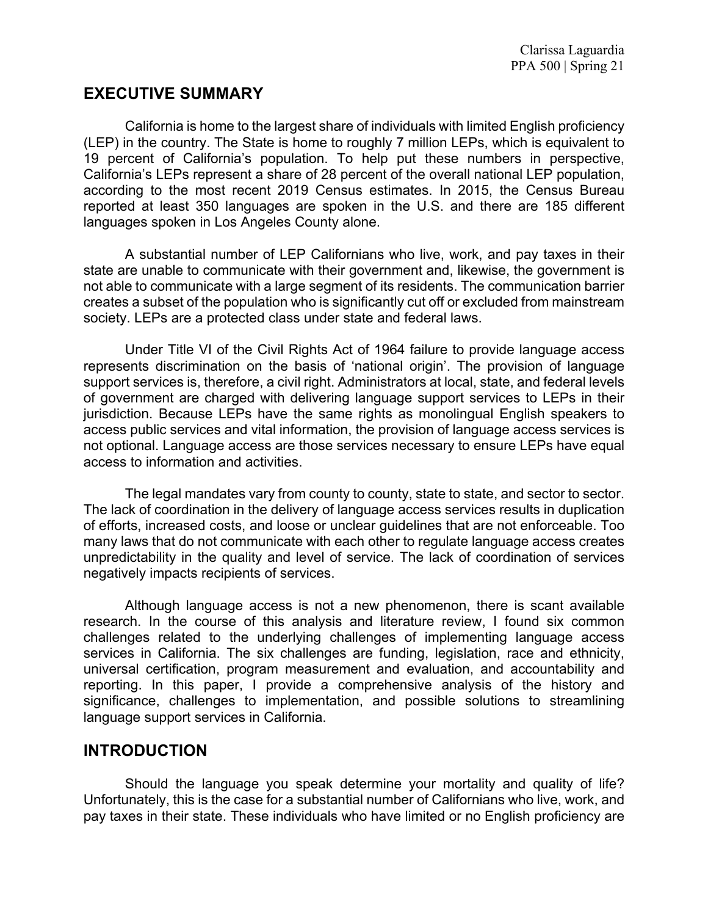## EXECUTIVE SUMMARY

California is home to the largest share of individuals with limited English proficiency (LEP) in the country. The State is home to roughly 7 million LEPs, which is equivalent to 19 percent of California's population. To help put these numbers in perspective, California's LEPs represent a share of 28 percent of the overall national LEP population, according to the most recent 2019 Census estimates. In 2015, the Census Bureau reported at least 350 languages are spoken in the U.S. and there are 185 different languages spoken in Los Angeles County alone.

A substantial number of LEP Californians who live, work, and pay taxes in their state are unable to communicate with their government and, likewise, the government is not able to communicate with a large segment of its residents. The communication barrier creates a subset of the population who is significantly cut off or excluded from mainstream society. LEPs are a protected class under state and federal laws.

Under Title VI of the Civil Rights Act of 1964 failure to provide language access represents discrimination on the basis of 'national origin'. The provision of language support services is, therefore, a civil right. Administrators at local, state, and federal levels of government are charged with delivering language support services to LEPs in their jurisdiction. Because LEPs have the same rights as monolingual English speakers to access public services and vital information, the provision of language access services is not optional. Language access are those services necessary to ensure LEPs have equal access to information and activities.

The legal mandates vary from county to county, state to state, and sector to sector. The lack of coordination in the delivery of language access services results in duplication of efforts, increased costs, and loose or unclear guidelines that are not enforceable. Too many laws that do not communicate with each other to regulate language access creates unpredictability in the quality and level of service. The lack of coordination of services negatively impacts recipients of services.

Although language access is not a new phenomenon, there is scant available research. In the course of this analysis and literature review, I found six common challenges related to the underlying challenges of implementing language access services in California. The six challenges are funding, legislation, race and ethnicity, universal certification, program measurement and evaluation, and accountability and reporting. In this paper, I provide a comprehensive analysis of the history and significance, challenges to implementation, and possible solutions to streamlining language support services in California.

## INTRODUCTION

Should the language you speak determine your mortality and quality of life? Unfortunately, this is the case for a substantial number of Californians who live, work, and pay taxes in their state. These individuals who have limited or no English proficiency are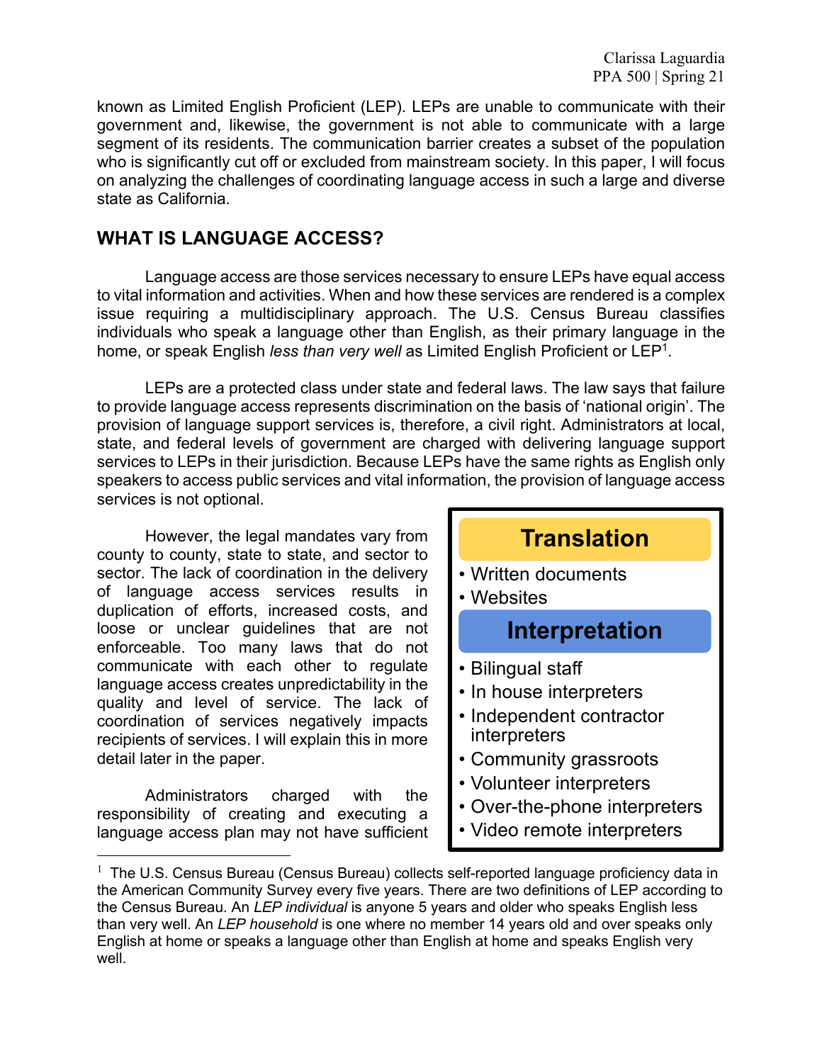known as Limited English Proficient (LEP). LEPs are unable to communicate with their government and, likewise, the government is not able to communicate with a large segment of its residents. The communication barrier creates a subset of the population who is significantly cut off or excluded from mainstream society. In this paper, I will focus on analyzing the challenges of coordinating language access in such a large and diverse state as California.

## WHAT IS LANGUAGE ACCESS?

Language access are those services necessary to ensure LEPs have equal access to vital information and activities. When and how these services are rendered is a complex issue requiring a multidisciplinary approach. The U.S. Census Bureau classifies individuals who speak a language other than English, as their primary language in the home, or speak English *less than very well* as Limited English Proficient or LEP[1].

LEPs are a protected class under state and federal laws. The law says that failure to provide language access represents discrimination on the basis of 'national origin'. The provision of language support services is, therefore, a civil right. Administrators at local, state, and federal levels of government are charged with delivering language support services to LEPs in their jurisdiction. Because LEPs have the same rights as English only speakers to access public services and vital information, the provision of language access services is not optional.

However, the legal mandates vary from county to county, state to state, and sector to sector. The lack of coordination in the delivery of language access services results in duplication of efforts, increased costs, and loose or unclear guidelines that are not enforceable. Too many laws that do not communicate with each other to regulate language access creates unpredictability in the quality and level of service. The lack of coordination of services negatively impacts recipients of services. I will explain this in more detail later in the paper.

**Translation**

- Written documents
- Websites

**Interpretation**

- Bilingual staff
- In house interpreters
- Independent contractor interpreters
- Community grassroots
- Volunteer interpreters
- Over-the-phone interpreters
- Video remote interpreters

Administrators charged with the responsibility of creating and executing a language access plan may not have sufficient

[1] The U.S. Census Bureau (Census Bureau) collects self-reported language proficiency data in the American Community Survey every five years. There are two definitions of LEP according to the Census Bureau. An *LEP individual* is anyone 5 years and older who speaks English less than very well. An *LEP household* is one where no member 14 years old and over speaks only English at home or speaks a language other than English at home and speaks English very well.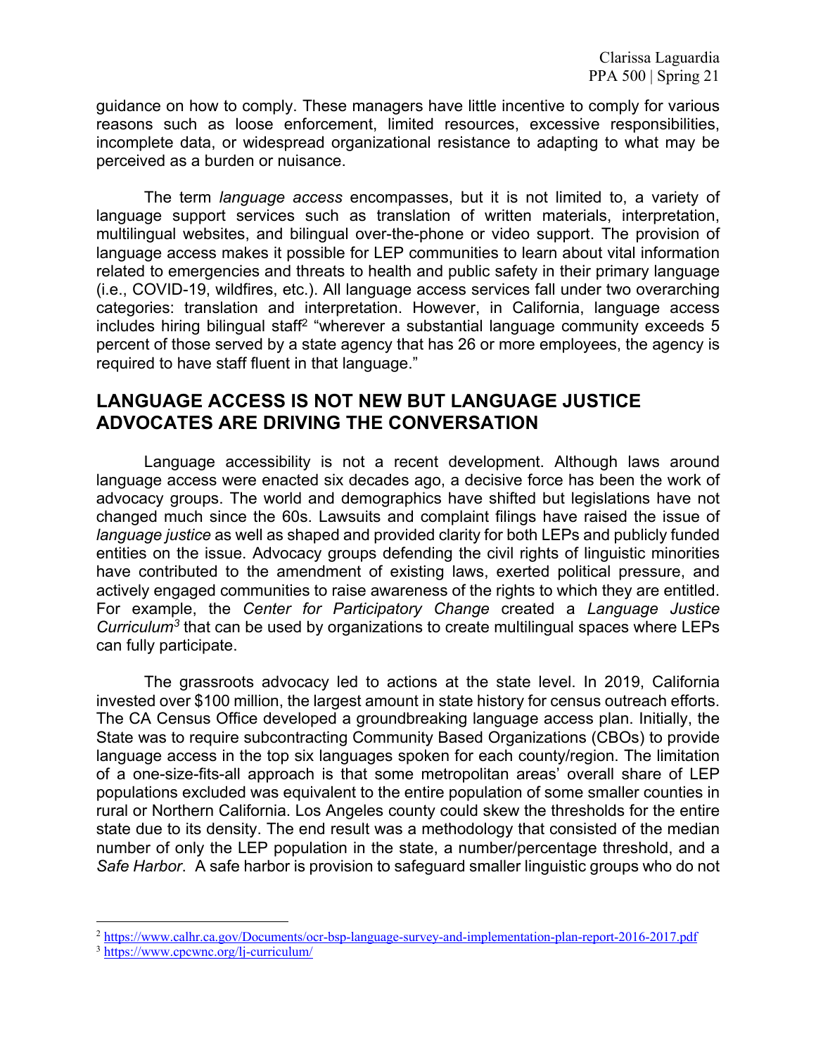guidance on how to comply. These managers have little incentive to comply for various reasons such as loose enforcement, limited resources, excessive responsibilities, incomplete data, or widespread organizational resistance to adapting to what may be perceived as a burden or nuisance.

The term *language access* encompasses, but it is not limited to, a variety of language support services such as translation of written materials, interpretation, multilingual websites, and bilingual over-the-phone or video support. The provision of language access makes it possible for LEP communities to learn about vital information related to emergencies and threats to health and public safety in their primary language (i.e., COVID-19, wildfires, etc.). All language access services fall under two overarching categories: translation and interpretation. However, in California, language access includes hiring bilingual staff[2] "wherever a substantial language community exceeds 5 percent of those served by a state agency that has 26 or more employees, the agency is required to have staff fluent in that language."

## LANGUAGE ACCESS IS NOT NEW BUT LANGUAGE JUSTICE ADVOCATES ARE DRIVING THE CONVERSATION

Language accessibility is not a recent development. Although laws around language access were enacted six decades ago, a decisive force has been the work of advocacy groups. The world and demographics have shifted but legislations have not changed much since the 60s. Lawsuits and complaint filings have raised the issue of *language justice* as well as shaped and provided clarity for both LEPs and publicly funded entities on the issue. Advocacy groups defending the civil rights of linguistic minorities have contributed to the amendment of existing laws, exerted political pressure, and actively engaged communities to raise awareness of the rights to which they are entitled. For example, the *Center for Participatory Change* created a *Language Justice Curriculum*[3] that can be used by organizations to create multilingual spaces where LEPs can fully participate.

The grassroots advocacy led to actions at the state level. In 2019, California invested over $100 million, the largest amount in state history for census outreach efforts. The CA Census Office developed a groundbreaking language access plan. Initially, the State was to require subcontracting Community Based Organizations (CBOs) to provide language access in the top six languages spoken for each county/region. The limitation of a one-size-fits-all approach is that some metropolitan areas' overall share of LEP populations excluded was equivalent to the entire population of some smaller counties in rural or Northern California. Los Angeles county could skew the thresholds for the entire state due to its density. The end result was a methodology that consisted of the median number of only the LEP population in the state, a number/percentage threshold, and a *Safe Harbor*. A safe harbor is provision to safeguard smaller linguistic groups who do not

[2] https://www.calhr.ca.gov/Documents/ocr-bsp-language-survey-and-implementation-plan-report-2016-2017.pdf

[3] https://www.cpcwnc.org/lj-curriculum/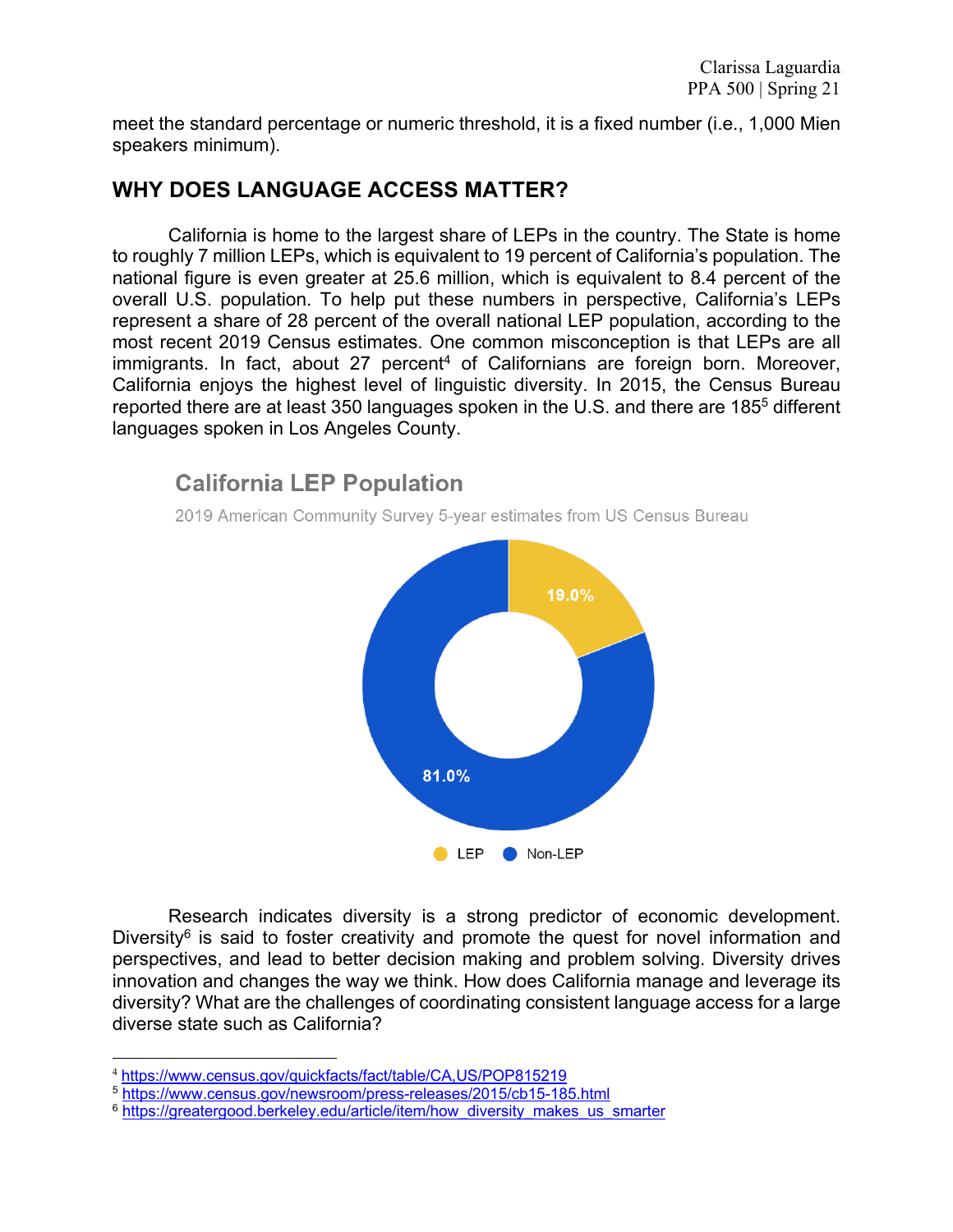meet the standard percentage or numeric threshold, it is a fixed number (i.e., 1,000 Mien speakers minimum).

## WHY DOES LANGUAGE ACCESS MATTER?

California is home to the largest share of LEPs in the country. The State is home to roughly 7 million LEPs, which is equivalent to 19 percent of California's population. The national figure is even greater at 25.6 million, which is equivalent to 8.4 percent of the overall U.S. population. To help put these numbers in perspective, California's LEPs represent a share of 28 percent of the overall national LEP population, according to the most recent 2019 Census estimates. One common misconception is that LEPs are all immigrants. In fact, about 27 percent[4] of Californians are foreign born. Moreover, California enjoys the highest level of linguistic diversity. In 2015, the Census Bureau reported there are at least 350 languages spoken in the U.S. and there are 185[5] different languages spoken in Los Angeles County.

**California LEP Population**

2019 American Community Survey 5-year estimates from US Census Bureau

| | Share |
|---|---|
| LEP | 19.0% |
| Non-LEP | 81.0% |

Research indicates diversity is a strong predictor of economic development. Diversity[6] is said to foster creativity and promote the quest for novel information and perspectives, and lead to better decision making and problem solving. Diversity drives innovation and changes the way we think. How does California manage and leverage its diversity? What are the challenges of coordinating consistent language access for a large diverse state such as California?

---

[4] https://www.census.gov/quickfacts/fact/table/CA,US/POP815219

[5] https://www.census.gov/newsroom/press-releases/2015/cb15-185.html

[6] https://greatergood.berkeley.edu/article/item/how_diversity_makes_us_smarter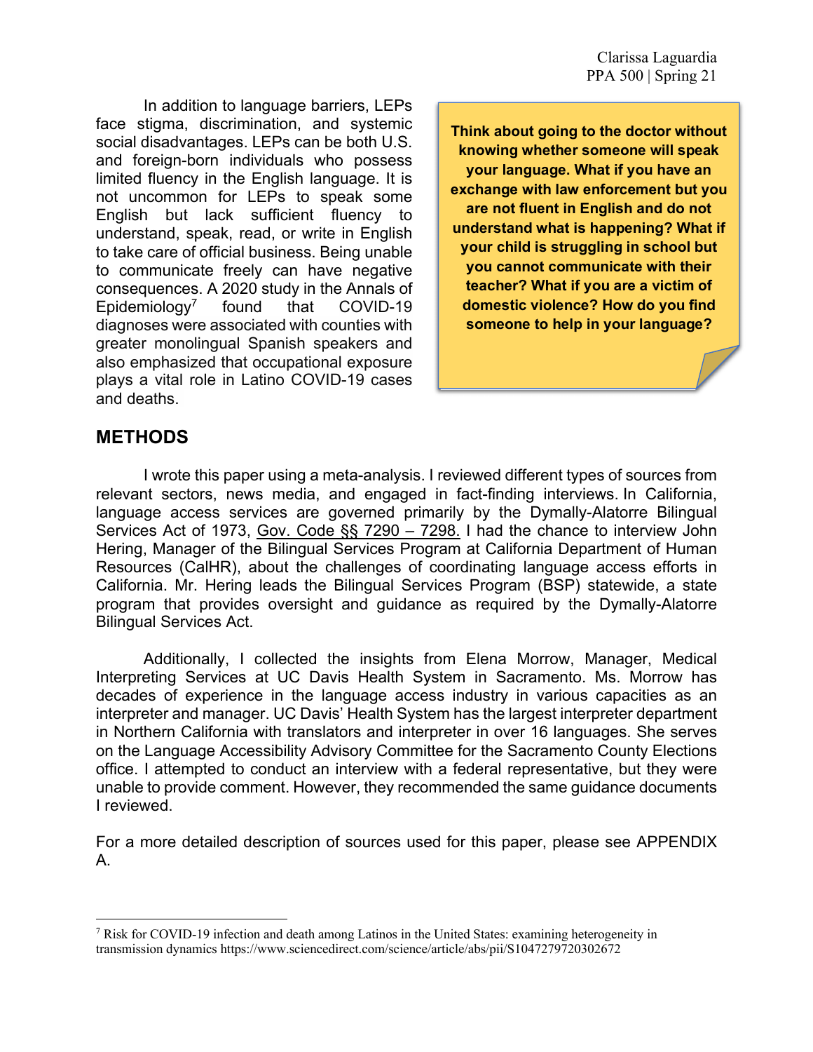In addition to language barriers, LEPs face stigma, discrimination, and systemic social disadvantages. LEPs can be both U.S. and foreign-born individuals who possess limited fluency in the English language. It is not uncommon for LEPs to speak some English but lack sufficient fluency to understand, speak, read, or write in English to take care of official business. Being unable to communicate freely can have negative consequences. A 2020 study in the Annals of Epidemiology[7] found that COVID-19 diagnoses were associated with counties with greater monolingual Spanish speakers and also emphasized that occupational exposure plays a vital role in Latino COVID-19 cases and deaths.

**Think about going to the doctor without knowing whether someone will speak your language. What if you have an exchange with law enforcement but you are not fluent in English and do not understand what is happening? What if your child is struggling in school but you cannot communicate with their teacher? What if you are a victim of domestic violence? How do you find someone to help in your language?**

## METHODS

I wrote this paper using a meta-analysis. I reviewed different types of sources from relevant sectors, news media, and engaged in fact-finding interviews. In California, language access services are governed primarily by the Dymally-Alatorre Bilingual Services Act of 1973, Gov. Code §§ 7290 – 7298. I had the chance to interview John Hering, Manager of the Bilingual Services Program at California Department of Human Resources (CalHR), about the challenges of coordinating language access efforts in California. Mr. Hering leads the Bilingual Services Program (BSP) statewide, a state program that provides oversight and guidance as required by the Dymally-Alatorre Bilingual Services Act.

Additionally, I collected the insights from Elena Morrow, Manager, Medical Interpreting Services at UC Davis Health System in Sacramento. Ms. Morrow has decades of experience in the language access industry in various capacities as an interpreter and manager. UC Davis' Health System has the largest interpreter department in Northern California with translators and interpreter in over 16 languages. She serves on the Language Accessibility Advisory Committee for the Sacramento County Elections office. I attempted to conduct an interview with a federal representative, but they were unable to provide comment. However, they recommended the same guidance documents I reviewed.

For a more detailed description of sources used for this paper, please see APPENDIX A.

[7] Risk for COVID-19 infection and death among Latinos in the United States: examining heterogeneity in transmission dynamics https://www.sciencedirect.com/science/article/abs/pii/S1047279720302672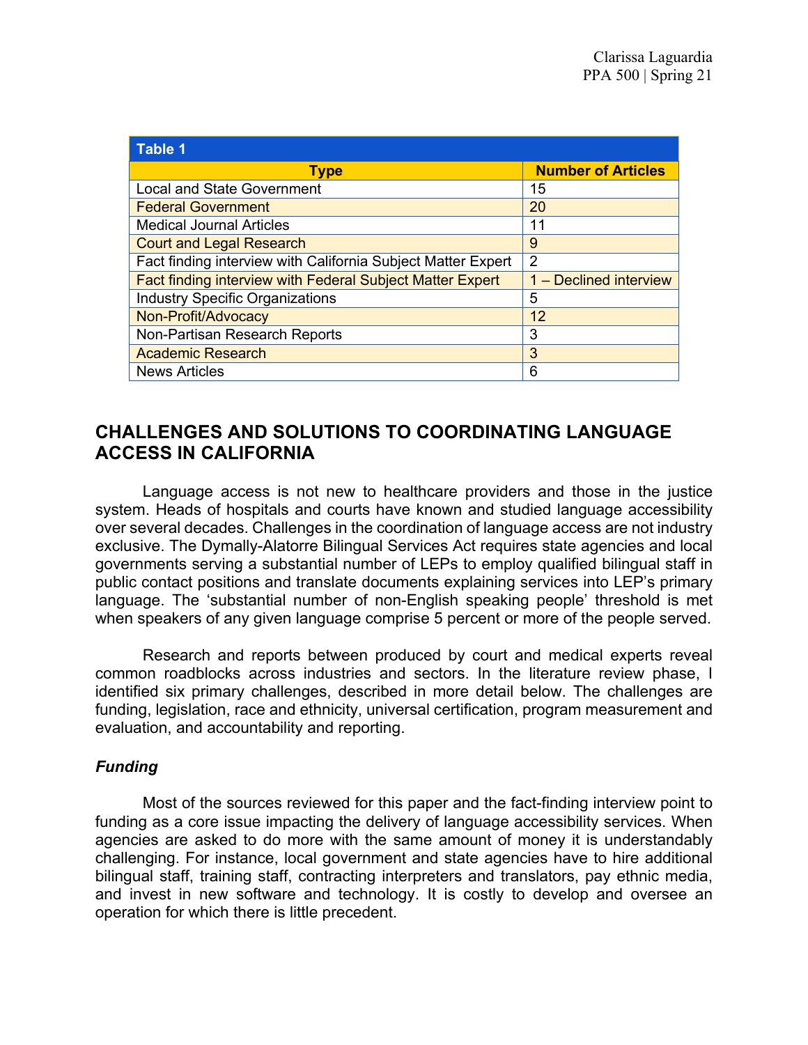| Table 1 | |
|---|---|
| **Type** | **Number of Articles** |
| Local and State Government | 15 |
| Federal Government | 20 |
| Medical Journal Articles | 11 |
| Court and Legal Research | 9 |
| Fact finding interview with California Subject Matter Expert | 2 |
| Fact finding interview with Federal Subject Matter Expert | 1 – Declined interview |
| Industry Specific Organizations | 5 |
| Non-Profit/Advocacy | 12 |
| Non-Partisan Research Reports | 3 |
| Academic Research | 3 |
| News Articles | 6 |

## CHALLENGES AND SOLUTIONS TO COORDINATING LANGUAGE ACCESS IN CALIFORNIA

Language access is not new to healthcare providers and those in the justice system. Heads of hospitals and courts have known and studied language accessibility over several decades. Challenges in the coordination of language access are not industry exclusive. The Dymally-Alatorre Bilingual Services Act requires state agencies and local governments serving a substantial number of LEPs to employ qualified bilingual staff in public contact positions and translate documents explaining services into LEP's primary language. The 'substantial number of non-English speaking people' threshold is met when speakers of any given language comprise 5 percent or more of the people served.

Research and reports between produced by court and medical experts reveal common roadblocks across industries and sectors. In the literature review phase, I identified six primary challenges, described in more detail below. The challenges are funding, legislation, race and ethnicity, universal certification, program measurement and evaluation, and accountability and reporting.

### *Funding*

Most of the sources reviewed for this paper and the fact-finding interview point to funding as a core issue impacting the delivery of language accessibility services. When agencies are asked to do more with the same amount of money it is understandably challenging. For instance, local government and state agencies have to hire additional bilingual staff, training staff, contracting interpreters and translators, pay ethnic media, and invest in new software and technology. It is costly to develop and oversee an operation for which there is little precedent.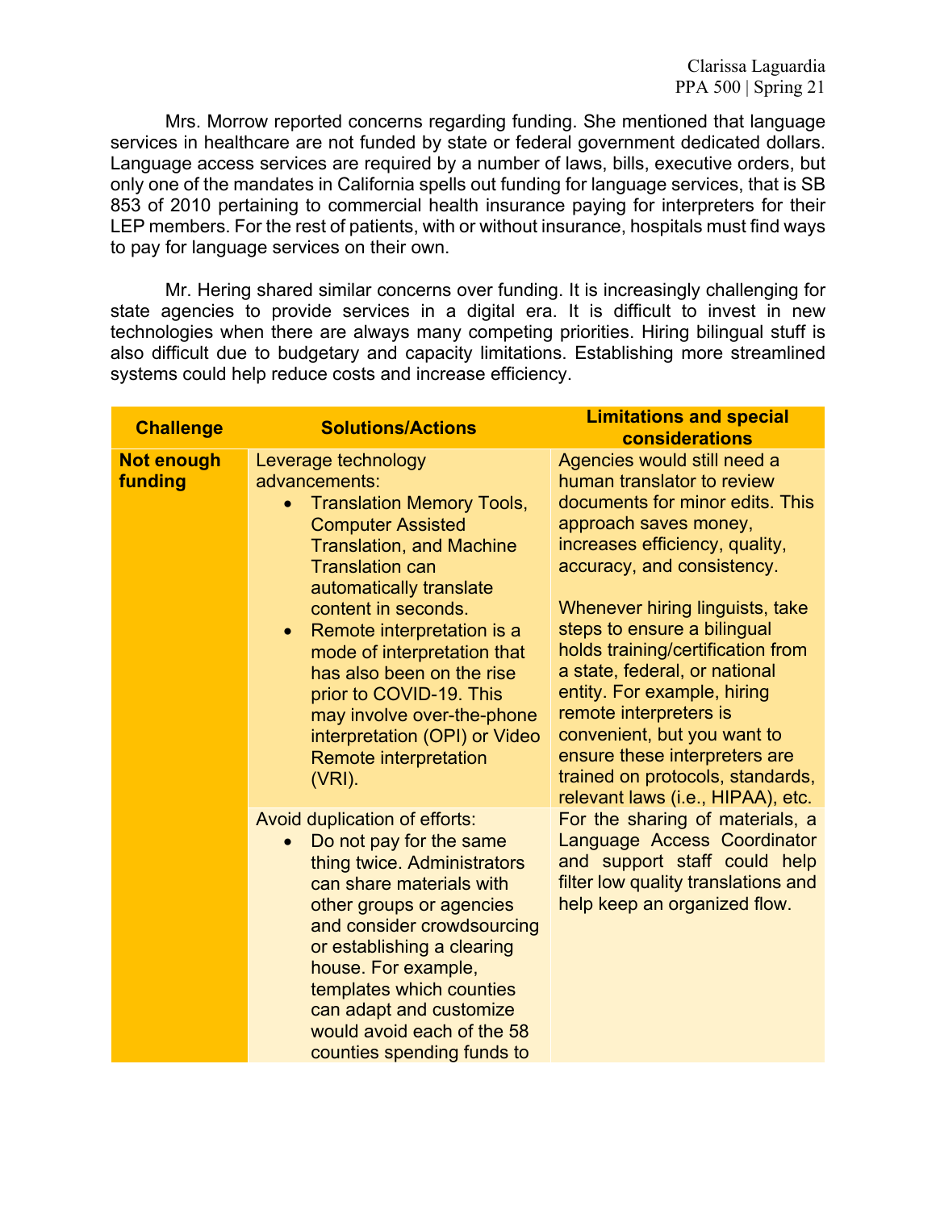Mrs. Morrow reported concerns regarding funding. She mentioned that language services in healthcare are not funded by state or federal government dedicated dollars. Language access services are required by a number of laws, bills, executive orders, but only one of the mandates in California spells out funding for language services, that is SB 853 of 2010 pertaining to commercial health insurance paying for interpreters for their LEP members. For the rest of patients, with or without insurance, hospitals must find ways to pay for language services on their own.

Mr. Hering shared similar concerns over funding. It is increasingly challenging for state agencies to provide services in a digital era. It is difficult to invest in new technologies when there are always many competing priorities. Hiring bilingual stuff is also difficult due to budgetary and capacity limitations. Establishing more streamlined systems could help reduce costs and increase efficiency.

| Challenge | Solutions/Actions | Limitations and special considerations |
|---|---|---|
| **Not enough funding** | Leverage technology advancements:<br>• Translation Memory Tools, Computer Assisted Translation, and Machine Translation can automatically translate content in seconds.<br>• Remote interpretation is a mode of interpretation that has also been on the rise prior to COVID-19. This may involve over-the-phone interpretation (OPI) or Video Remote interpretation (VRI). | Agencies would still need a human translator to review documents for minor edits. This approach saves money, increases efficiency, quality, accuracy, and consistency.<br><br>Whenever hiring linguists, take steps to ensure a bilingual holds training/certification from a state, federal, or national entity. For example, hiring remote interpreters is convenient, but you want to ensure these interpreters are trained on protocols, standards, relevant laws (i.e., HIPAA), etc. |
| | Avoid duplication of efforts:<br>• Do not pay for the same thing twice. Administrators can share materials with other groups or agencies and consider crowdsourcing or establishing a clearing house. For example, templates which counties can adapt and customize would avoid each of the 58 counties spending funds to | For the sharing of materials, a Language Access Coordinator and support staff could help filter low quality translations and help keep an organized flow. |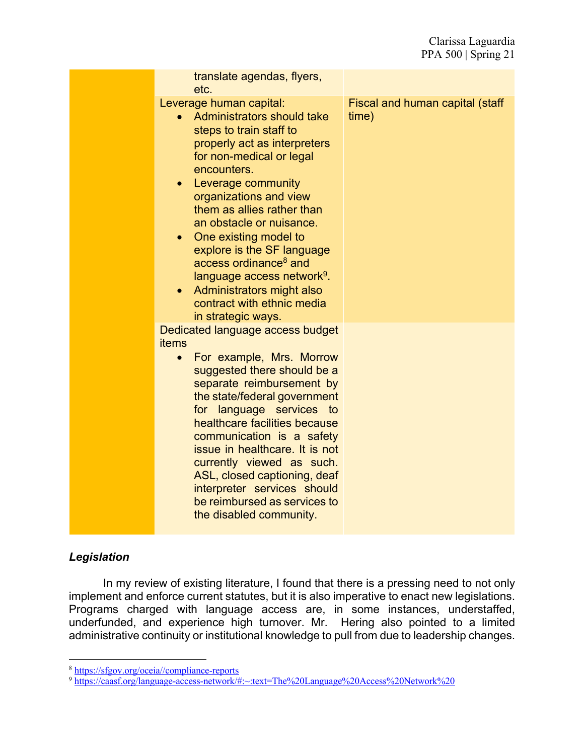| | | |
|---|---|---|
| | translate agendas, flyers, etc. | |
| | Leverage human capital:<br>• Administrators should take steps to train staff to properly act as interpreters for non-medical or legal encounters.<br>• Leverage community organizations and view them as allies rather than an obstacle or nuisance.<br>• One existing model to explore is the SF language access ordinance[8] and language access network[9].<br>• Administrators might also contract with ethnic media in strategic ways. | Fiscal and human capital (staff time) |
| | Dedicated language access budget items<br>• For example, Mrs. Morrow suggested there should be a separate reimbursement by the state/federal government for language services to healthcare facilities because communication is a safety issue in healthcare. It is not currently viewed as such. ASL, closed captioning, deaf interpreter services should be reimbursed as services to the disabled community. | |

***Legislation***

In my review of existing literature, I found that there is a pressing need to not only implement and enforce current statutes, but it is also imperative to enact new legislations. Programs charged with language access are, in some instances, understaffed, underfunded, and experience high turnover. Mr. Hering also pointed to a limited administrative continuity or institutional knowledge to pull from due to leadership changes.

[8] https://sfgov.org/oceia//compliance-reports

[9] https://caasf.org/language-access-network/#:~:text=The%20Language%20Access%20Network%20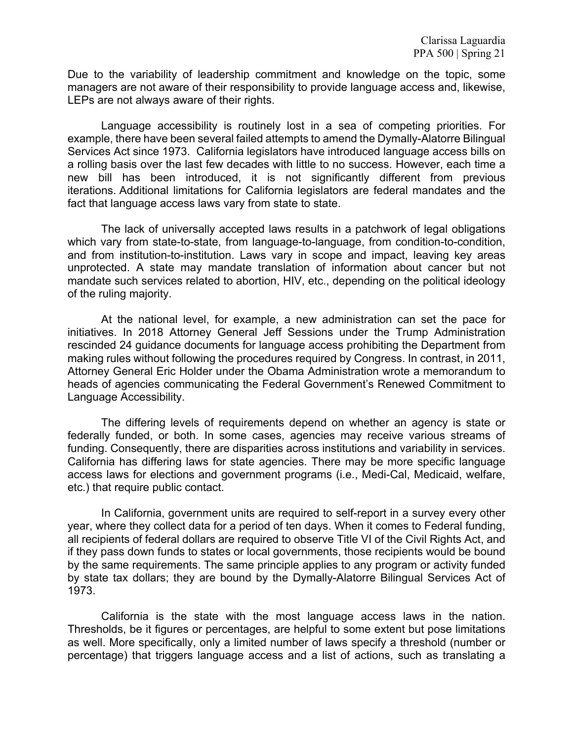Due to the variability of leadership commitment and knowledge on the topic, some managers are not aware of their responsibility to provide language access and, likewise, LEPs are not always aware of their rights.

Language accessibility is routinely lost in a sea of competing priorities. For example, there have been several failed attempts to amend the Dymally-Alatorre Bilingual Services Act since 1973. California legislators have introduced language access bills on a rolling basis over the last few decades with little to no success. However, each time a new bill has been introduced, it is not significantly different from previous iterations. Additional limitations for California legislators are federal mandates and the fact that language access laws vary from state to state.

The lack of universally accepted laws results in a patchwork of legal obligations which vary from state-to-state, from language-to-language, from condition-to-condition, and from institution-to-institution. Laws vary in scope and impact, leaving key areas unprotected. A state may mandate translation of information about cancer but not mandate such services related to abortion, HIV, etc., depending on the political ideology of the ruling majority.

At the national level, for example, a new administration can set the pace for initiatives. In 2018 Attorney General Jeff Sessions under the Trump Administration rescinded 24 guidance documents for language access prohibiting the Department from making rules without following the procedures required by Congress. In contrast, in 2011, Attorney General Eric Holder under the Obama Administration wrote a memorandum to heads of agencies communicating the Federal Government's Renewed Commitment to Language Accessibility.

The differing levels of requirements depend on whether an agency is state or federally funded, or both. In some cases, agencies may receive various streams of funding. Consequently, there are disparities across institutions and variability in services. California has differing laws for state agencies. There may be more specific language access laws for elections and government programs (i.e., Medi-Cal, Medicaid, welfare, etc.) that require public contact.

In California, government units are required to self-report in a survey every other year, where they collect data for a period of ten days. When it comes to Federal funding, all recipients of federal dollars are required to observe Title VI of the Civil Rights Act, and if they pass down funds to states or local governments, those recipients would be bound by the same requirements. The same principle applies to any program or activity funded by state tax dollars; they are bound by the Dymally-Alatorre Bilingual Services Act of 1973.

California is the state with the most language access laws in the nation. Thresholds, be it figures or percentages, are helpful to some extent but pose limitations as well. More specifically, only a limited number of laws specify a threshold (number or percentage) that triggers language access and a list of actions, such as translating a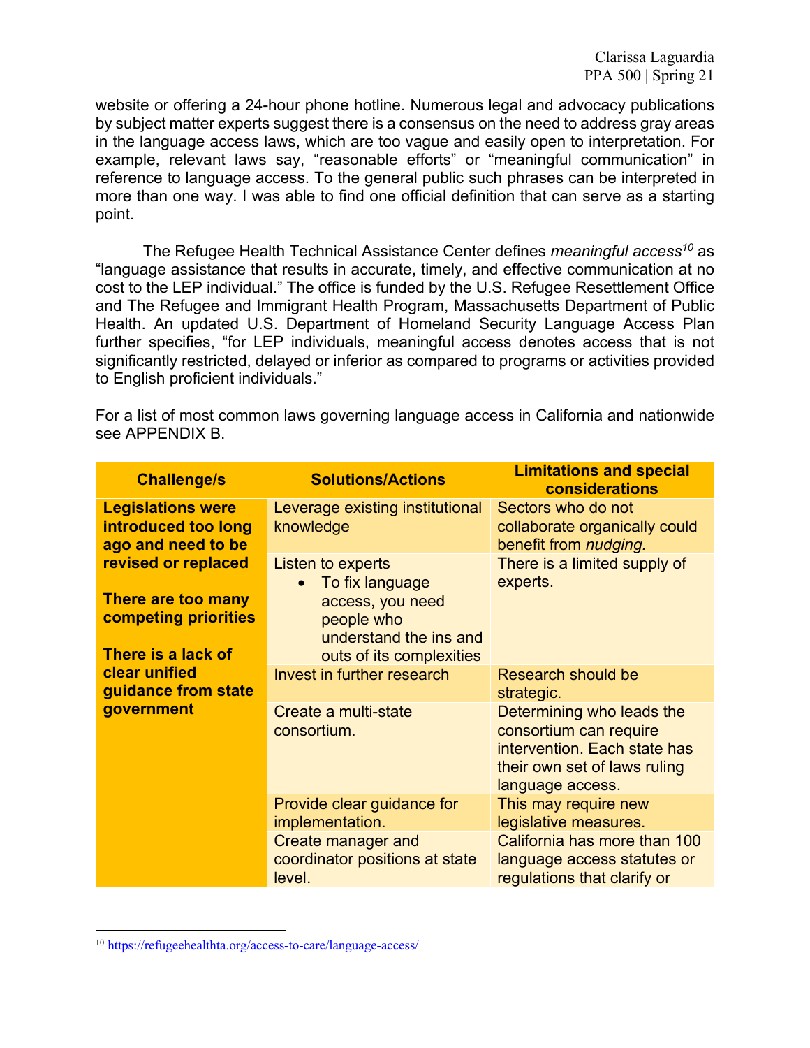website or offering a 24-hour phone hotline. Numerous legal and advocacy publications by subject matter experts suggest there is a consensus on the need to address gray areas in the language access laws, which are too vague and easily open to interpretation. For example, relevant laws say, "reasonable efforts" or "meaningful communication" in reference to language access. To the general public such phrases can be interpreted in more than one way. I was able to find one official definition that can serve as a starting point.

The Refugee Health Technical Assistance Center defines *meaningful access*[10] as "language assistance that results in accurate, timely, and effective communication at no cost to the LEP individual." The office is funded by the U.S. Refugee Resettlement Office and The Refugee and Immigrant Health Program, Massachusetts Department of Public Health. An updated U.S. Department of Homeland Security Language Access Plan further specifies, "for LEP individuals, meaningful access denotes access that is not significantly restricted, delayed or inferior as compared to programs or activities provided to English proficient individuals."

For a list of most common laws governing language access in California and nationwide see APPENDIX B.

| Challenge/s | Solutions/Actions | Limitations and special considerations |
|---|---|---|
| **Legislations were introduced too long ago and need to be revised or replaced**<br><br>**There are too many competing priorities**<br><br>**There is a lack of clear unified guidance from state government** | Leverage existing institutional knowledge | Sectors who do not collaborate organically could benefit from *nudging.* |
| | Listen to experts<br>• To fix language access, you need people who understand the ins and outs of its complexities | There is a limited supply of experts. |
| | Invest in further research | Research should be strategic. |
| | Create a multi-state consortium. | Determining who leads the consortium can require intervention. Each state has their own set of laws ruling language access. |
| | Provide clear guidance for implementation. | This may require new legislative measures. |
| | Create manager and coordinator positions at state level. | California has more than 100 language access statutes or regulations that clarify or |

[10] https://refugeehealthta.org/access-to-care/language-access/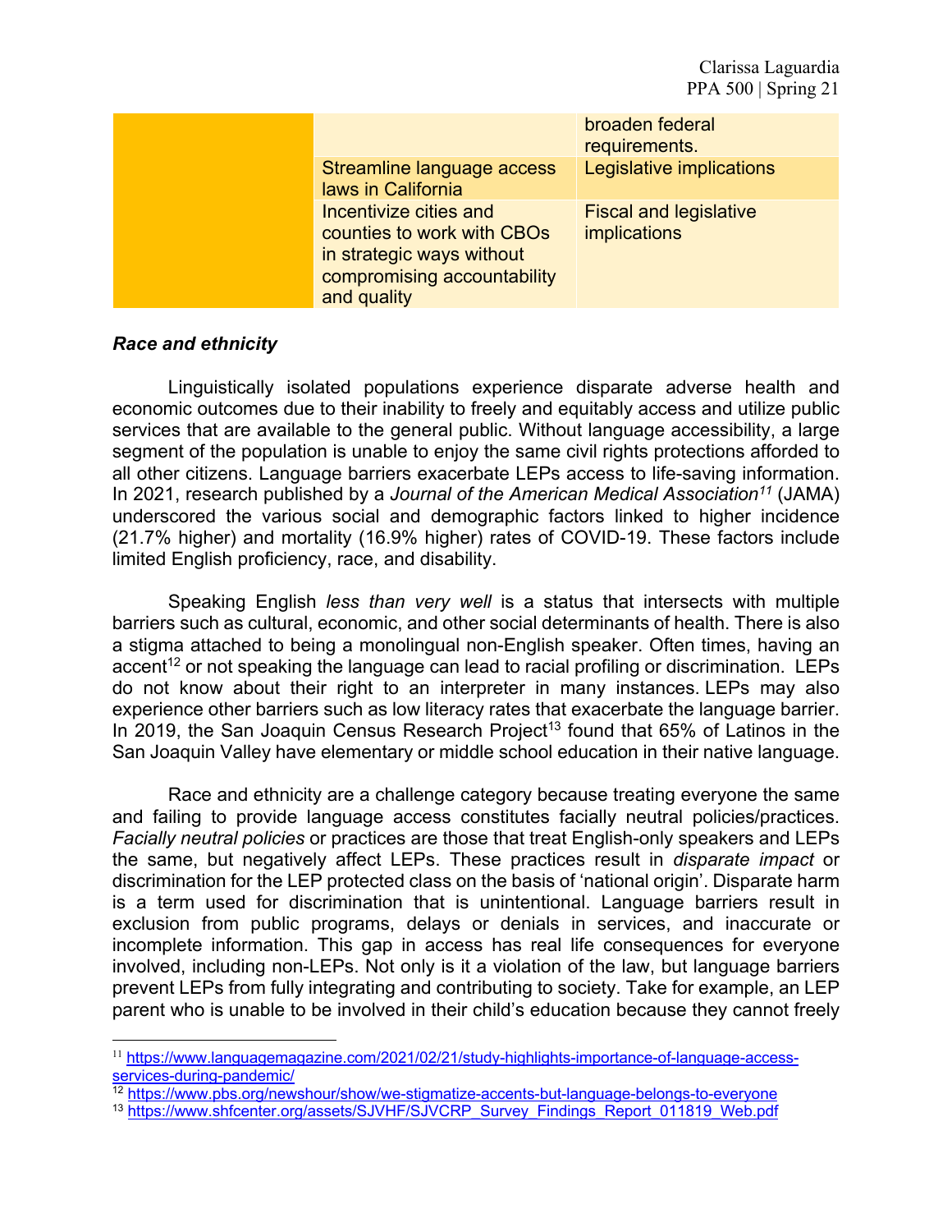| | | |
|---|---|---|
| | | broaden federal requirements. |
| | Streamline language access laws in California | Legislative implications |
| | Incentivize cities and counties to work with CBOs in strategic ways without compromising accountability and quality | Fiscal and legislative implications |

***Race and ethnicity***

Linguistically isolated populations experience disparate adverse health and economic outcomes due to their inability to freely and equitably access and utilize public services that are available to the general public. Without language accessibility, a large segment of the population is unable to enjoy the same civil rights protections afforded to all other citizens. Language barriers exacerbate LEPs access to life-saving information. In 2021, research published by a *Journal of the American Medical Association*[11] (JAMA) underscored the various social and demographic factors linked to higher incidence (21.7% higher) and mortality (16.9% higher) rates of COVID-19. These factors include limited English proficiency, race, and disability.

Speaking English *less than very well* is a status that intersects with multiple barriers such as cultural, economic, and other social determinants of health. There is also a stigma attached to being a monolingual non-English speaker. Often times, having an accent[12] or not speaking the language can lead to racial profiling or discrimination. LEPs do not know about their right to an interpreter in many instances. LEPs may also experience other barriers such as low literacy rates that exacerbate the language barrier. In 2019, the San Joaquin Census Research Project[13] found that 65% of Latinos in the San Joaquin Valley have elementary or middle school education in their native language.

Race and ethnicity are a challenge category because treating everyone the same and failing to provide language access constitutes facially neutral policies/practices. *Facially neutral policies* or practices are those that treat English-only speakers and LEPs the same, but negatively affect LEPs. These practices result in *disparate impact* or discrimination for the LEP protected class on the basis of 'national origin'. Disparate harm is a term used for discrimination that is unintentional. Language barriers result in exclusion from public programs, delays or denials in services, and inaccurate or incomplete information. This gap in access has real life consequences for everyone involved, including non-LEPs. Not only is it a violation of the law, but language barriers prevent LEPs from fully integrating and contributing to society. Take for example, an LEP parent who is unable to be involved in their child's education because they cannot freely

---

[11] https://www.languagemagazine.com/2021/02/21/study-highlights-importance-of-language-access-services-during-pandemic/

[12] https://www.pbs.org/newshour/show/we-stigmatize-accents-but-language-belongs-to-everyone

[13] https://www.shfcenter.org/assets/SJVHF/SJVCRP_Survey_Findings_Report_011819_Web.pdf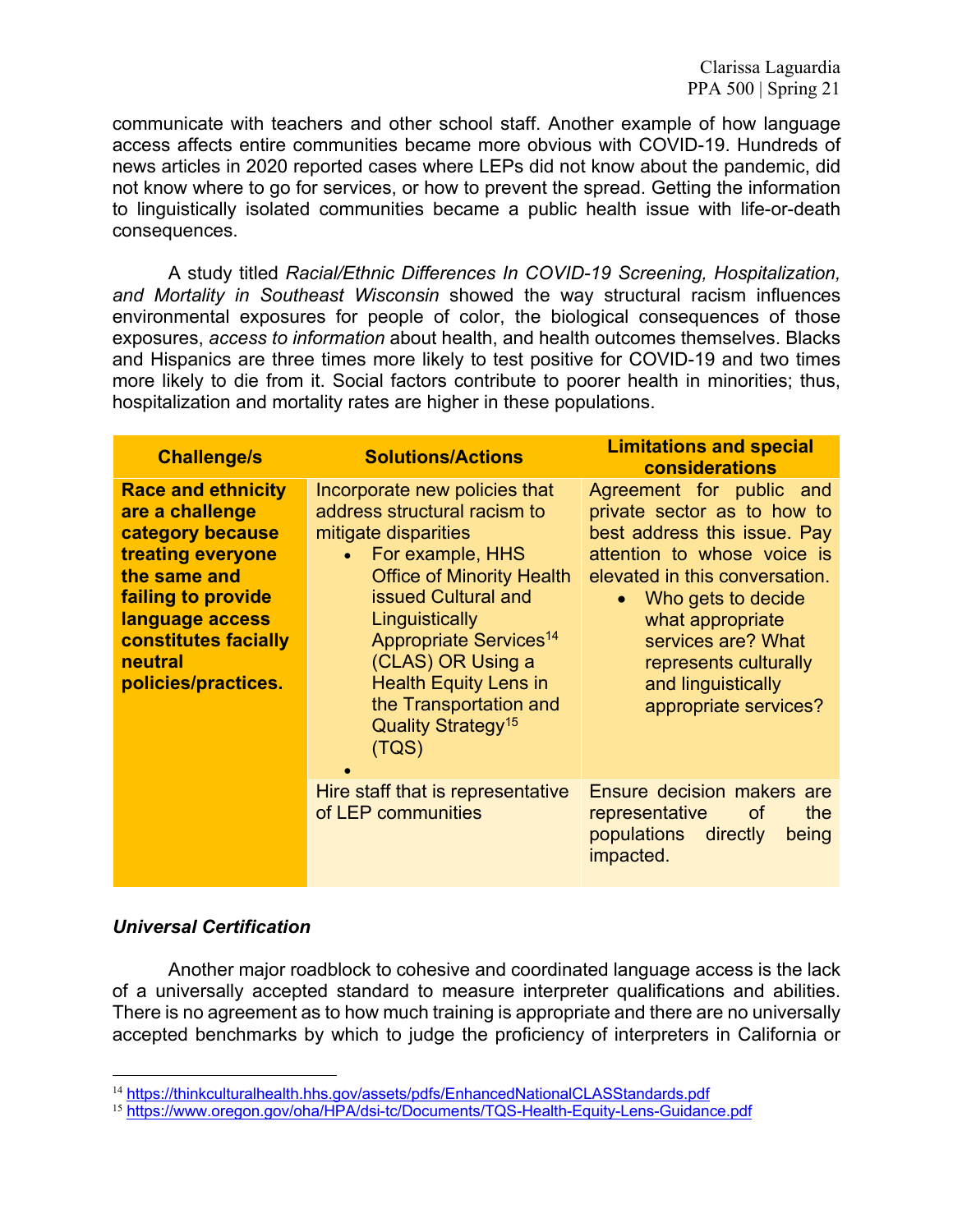communicate with teachers and other school staff. Another example of how language access affects entire communities became more obvious with COVID-19. Hundreds of news articles in 2020 reported cases where LEPs did not know about the pandemic, did not know where to go for services, or how to prevent the spread. Getting the information to linguistically isolated communities became a public health issue with life-or-death consequences.

A study titled *Racial/Ethnic Differences In COVID-19 Screening, Hospitalization, and Mortality in Southeast Wisconsin* showed the way structural racism influences environmental exposures for people of color, the biological consequences of those exposures, *access to information* about health, and health outcomes themselves. Blacks and Hispanics are three times more likely to test positive for COVID-19 and two times more likely to die from it. Social factors contribute to poorer health in minorities; thus, hospitalization and mortality rates are higher in these populations.

| Challenge/s | Solutions/Actions | Limitations and special considerations |
|---|---|---|
| **Race and ethnicity are a challenge category because treating everyone the same and failing to provide language access constitutes facially neutral policies/practices.** | Incorporate new policies that address structural racism to mitigate disparities<br>• For example, HHS Office of Minority Health issued Cultural and Linguistically Appropriate Services[14] (CLAS) OR Using a Health Equity Lens in the Transportation and Quality Strategy[15] (TQS) | Agreement for public and private sector as to how to best address this issue. Pay attention to whose voice is elevated in this conversation.<br>• Who gets to decide what appropriate services are? What represents culturally and linguistically appropriate services? |
| | Hire staff that is representative of LEP communities | Ensure decision makers are representative of the populations directly being impacted. |

### *Universal Certification*

Another major roadblock to cohesive and coordinated language access is the lack of a universally accepted standard to measure interpreter qualifications and abilities. There is no agreement as to how much training is appropriate and there are no universally accepted benchmarks by which to judge the proficiency of interpreters in California or

[14] https://thinkculturalhealth.hhs.gov/assets/pdfs/EnhancedNationalCLASStandards.pdf
[15] https://www.oregon.gov/oha/HPA/dsi-tc/Documents/TQS-Health-Equity-Lens-Guidance.pdf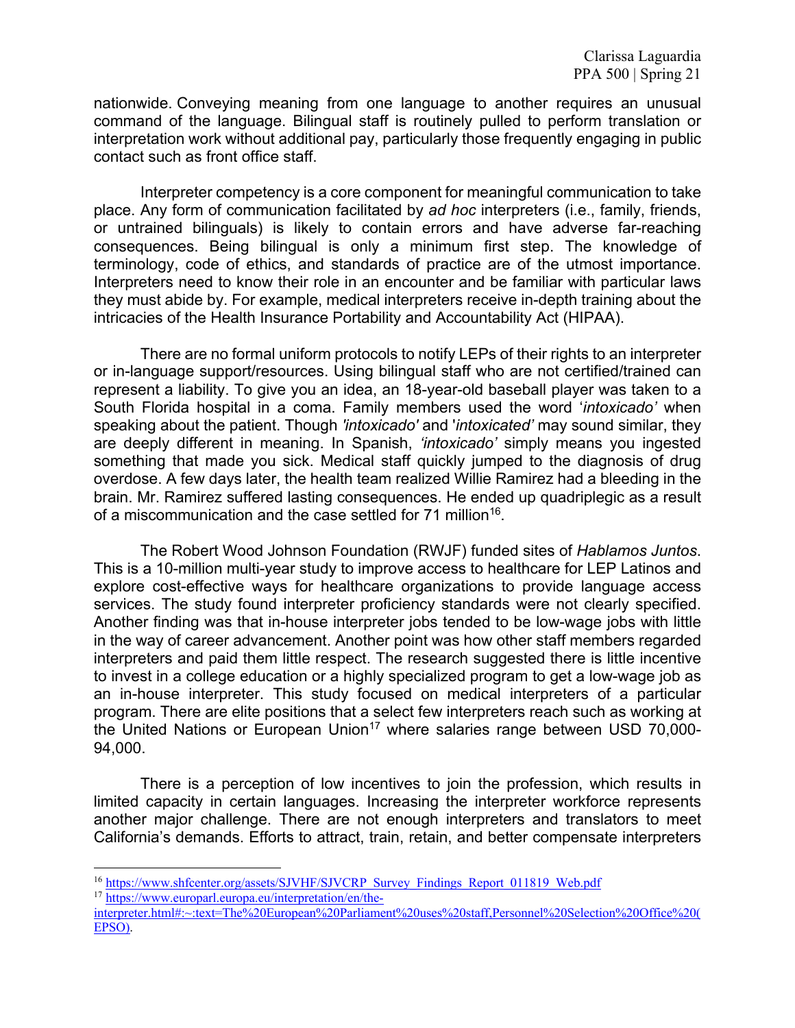nationwide. Conveying meaning from one language to another requires an unusual command of the language. Bilingual staff is routinely pulled to perform translation or interpretation work without additional pay, particularly those frequently engaging in public contact such as front office staff.

Interpreter competency is a core component for meaningful communication to take place. Any form of communication facilitated by *ad hoc* interpreters (i.e., family, friends, or untrained bilinguals) is likely to contain errors and have adverse far-reaching consequences. Being bilingual is only a minimum first step. The knowledge of terminology, code of ethics, and standards of practice are of the utmost importance. Interpreters need to know their role in an encounter and be familiar with particular laws they must abide by. For example, medical interpreters receive in-depth training about the intricacies of the Health Insurance Portability and Accountability Act (HIPAA).

There are no formal uniform protocols to notify LEPs of their rights to an interpreter or in-language support/resources. Using bilingual staff who are not certified/trained can represent a liability. To give you an idea, an 18-year-old baseball player was taken to a South Florida hospital in a coma. Family members used the word '*intoxicado'* when speaking about the patient. Though *'intoxicado'* and '*intoxicated'* may sound similar, they are deeply different in meaning. In Spanish, *'intoxicado'* simply means you ingested something that made you sick. Medical staff quickly jumped to the diagnosis of drug overdose. A few days later, the health team realized Willie Ramirez had a bleeding in the brain. Mr. Ramirez suffered lasting consequences. He ended up quadriplegic as a result of a miscommunication and the case settled for 71 million[16].

The Robert Wood Johnson Foundation (RWJF) funded sites of *Hablamos Juntos*. This is a 10-million multi-year study to improve access to healthcare for LEP Latinos and explore cost-effective ways for healthcare organizations to provide language access services. The study found interpreter proficiency standards were not clearly specified. Another finding was that in-house interpreter jobs tended to be low-wage jobs with little in the way of career advancement. Another point was how other staff members regarded interpreters and paid them little respect. The research suggested there is little incentive to invest in a college education or a highly specialized program to get a low-wage job as an in-house interpreter. This study focused on medical interpreters of a particular program. There are elite positions that a select few interpreters reach such as working at the United Nations or European Union[17] where salaries range between USD 70,000-94,000.

There is a perception of low incentives to join the profession, which results in limited capacity in certain languages. Increasing the interpreter workforce represents another major challenge. There are not enough interpreters and translators to meet California's demands. Efforts to attract, train, retain, and better compensate interpreters

---

[16] https://www.shfcenter.org/assets/SJVHF/SJVCRP_Survey_Findings_Report_011819_Web.pdf

[17] https://www.europarl.europa.eu/interpretation/en/the-interpreter.html#:~:text=The%20European%20Parliament%20uses%20staff,Personnel%20Selection%20Office%20(EPSO).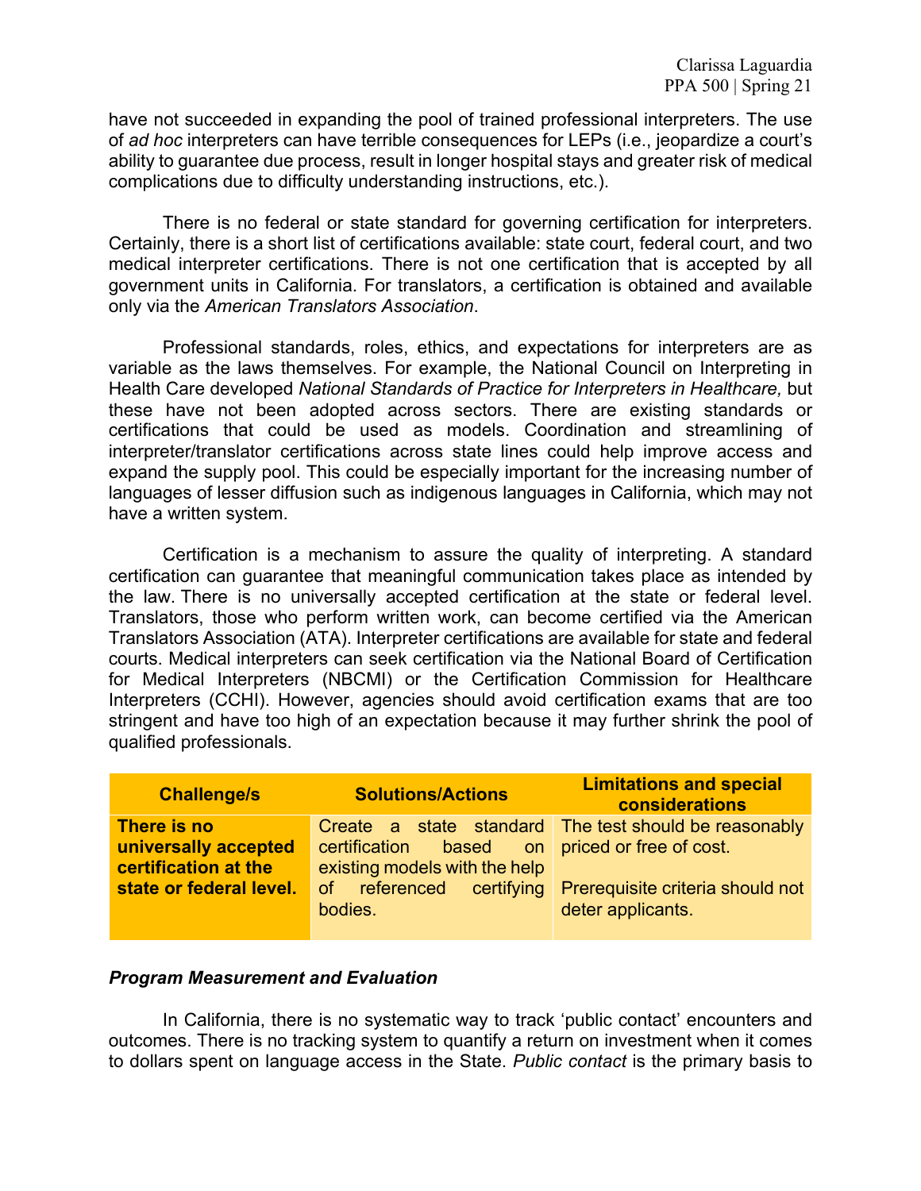have not succeeded in expanding the pool of trained professional interpreters. The use of *ad hoc* interpreters can have terrible consequences for LEPs (i.e., jeopardize a court's ability to guarantee due process, result in longer hospital stays and greater risk of medical complications due to difficulty understanding instructions, etc.).

There is no federal or state standard for governing certification for interpreters. Certainly, there is a short list of certifications available: state court, federal court, and two medical interpreter certifications. There is not one certification that is accepted by all government units in California. For translators, a certification is obtained and available only via the *American Translators Association*.

Professional standards, roles, ethics, and expectations for interpreters are as variable as the laws themselves. For example, the National Council on Interpreting in Health Care developed *National Standards of Practice for Interpreters in Healthcare,* but these have not been adopted across sectors. There are existing standards or certifications that could be used as models. Coordination and streamlining of interpreter/translator certifications across state lines could help improve access and expand the supply pool. This could be especially important for the increasing number of languages of lesser diffusion such as indigenous languages in California, which may not have a written system.

Certification is a mechanism to assure the quality of interpreting. A standard certification can guarantee that meaningful communication takes place as intended by the law. There is no universally accepted certification at the state or federal level. Translators, those who perform written work, can become certified via the American Translators Association (ATA). Interpreter certifications are available for state and federal courts. Medical interpreters can seek certification via the National Board of Certification for Medical Interpreters (NBCMI) or the Certification Commission for Healthcare Interpreters (CCHI). However, agencies should avoid certification exams that are too stringent and have too high of an expectation because it may further shrink the pool of qualified professionals.

| Challenge/s | Solutions/Actions | Limitations and special considerations |
|---|---|---|
| **There is no universally accepted certification at the state or federal level.** | Create a state standard certification based on existing models with the help of referenced certifying bodies. | The test should be reasonably priced or free of cost.<br><br>Prerequisite criteria should not deter applicants. |

### *Program Measurement and Evaluation*

In California, there is no systematic way to track 'public contact' encounters and outcomes. There is no tracking system to quantify a return on investment when it comes to dollars spent on language access in the State. *Public contact* is the primary basis to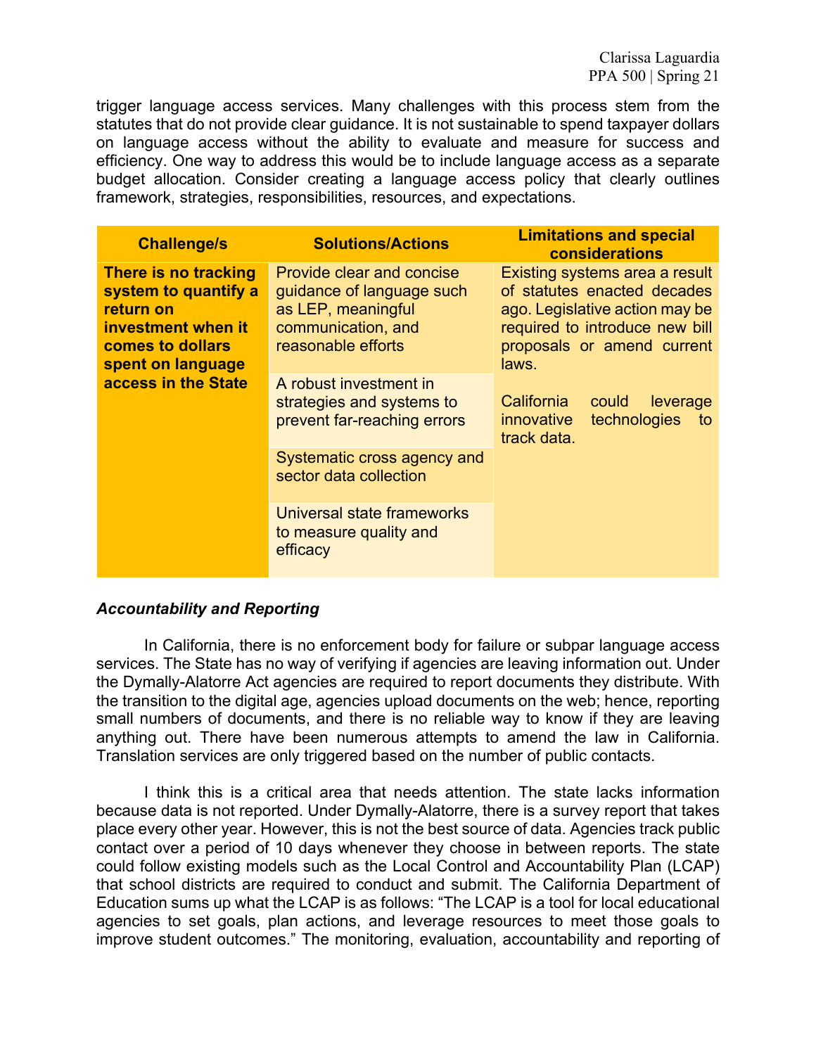trigger language access services. Many challenges with this process stem from the statutes that do not provide clear guidance. It is not sustainable to spend taxpayer dollars on language access without the ability to evaluate and measure for success and efficiency. One way to address this would be to include language access as a separate budget allocation. Consider creating a language access policy that clearly outlines framework, strategies, responsibilities, resources, and expectations.

| Challenge/s | Solutions/Actions | Limitations and special considerations |
|---|---|---|
| **There is no tracking system to quantify a return on investment when it comes to dollars spent on language access in the State** | Provide clear and concise guidance of language such as LEP, meaningful communication, and reasonable efforts | Existing systems area a result of statutes enacted decades ago. Legislative action may be required to introduce new bill proposals or amend current laws. |
| | A robust investment in strategies and systems to prevent far-reaching errors | California could leverage innovative technologies to track data. |
| | Systematic cross agency and sector data collection | |
| | Universal state frameworks to measure quality and efficacy | |

***Accountability and Reporting***

In California, there is no enforcement body for failure or subpar language access services. The State has no way of verifying if agencies are leaving information out. Under the Dymally-Alatorre Act agencies are required to report documents they distribute. With the transition to the digital age, agencies upload documents on the web; hence, reporting small numbers of documents, and there is no reliable way to know if they are leaving anything out. There have been numerous attempts to amend the law in California. Translation services are only triggered based on the number of public contacts.

I think this is a critical area that needs attention. The state lacks information because data is not reported. Under Dymally-Alatorre, there is a survey report that takes place every other year. However, this is not the best source of data. Agencies track public contact over a period of 10 days whenever they choose in between reports. The state could follow existing models such as the Local Control and Accountability Plan (LCAP) that school districts are required to conduct and submit. The California Department of Education sums up what the LCAP is as follows: "The LCAP is a tool for local educational agencies to set goals, plan actions, and leverage resources to meet those goals to improve student outcomes." The monitoring, evaluation, accountability and reporting of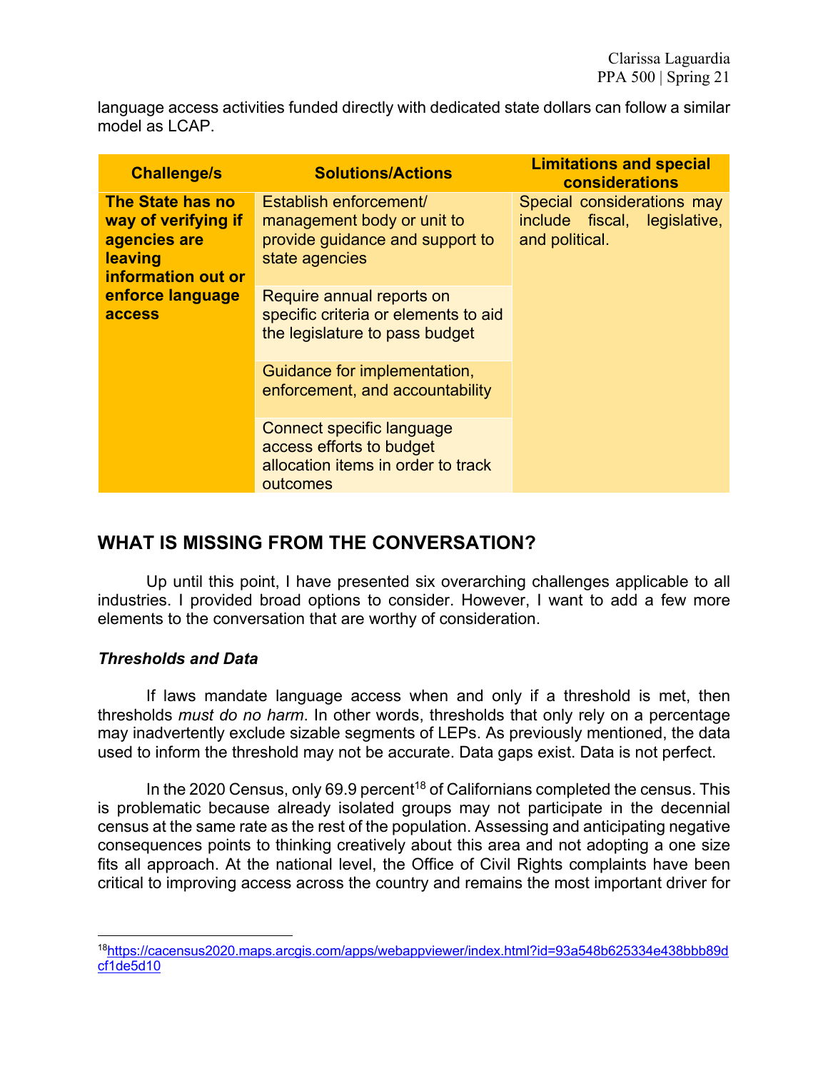language access activities funded directly with dedicated state dollars can follow a similar model as LCAP.

| Challenge/s | Solutions/Actions | Limitations and special considerations |
|---|---|---|
| **The State has no way of verifying if agencies are leaving information out or enforce language access** | Establish enforcement/ management body or unit to provide guidance and support to state agencies | Special considerations may include fiscal, legislative, and political. |
| | Require annual reports on specific criteria or elements to aid the legislature to pass budget | |
| | Guidance for implementation, enforcement, and accountability | |
| | Connect specific language access efforts to budget allocation items in order to track outcomes | |

## WHAT IS MISSING FROM THE CONVERSATION?

Up until this point, I have presented six overarching challenges applicable to all industries. I provided broad options to consider. However, I want to add a few more elements to the conversation that are worthy of consideration.

### *Thresholds and Data*

If laws mandate language access when and only if a threshold is met, then thresholds *must do no harm*. In other words, thresholds that only rely on a percentage may inadvertently exclude sizable segments of LEPs. As previously mentioned, the data used to inform the threshold may not be accurate. Data gaps exist. Data is not perfect.

In the 2020 Census, only 69.9 percent[18] of Californians completed the census. This is problematic because already isolated groups may not participate in the decennial census at the same rate as the rest of the population. Assessing and anticipating negative consequences points to thinking creatively about this area and not adopting a one size fits all approach. At the national level, the Office of Civil Rights complaints have been critical to improving access across the country and remains the most important driver for

[18] https://cacensus2020.maps.arcgis.com/apps/webappviewer/index.html?id=93a548b625334e438bbb89dcf1de5d10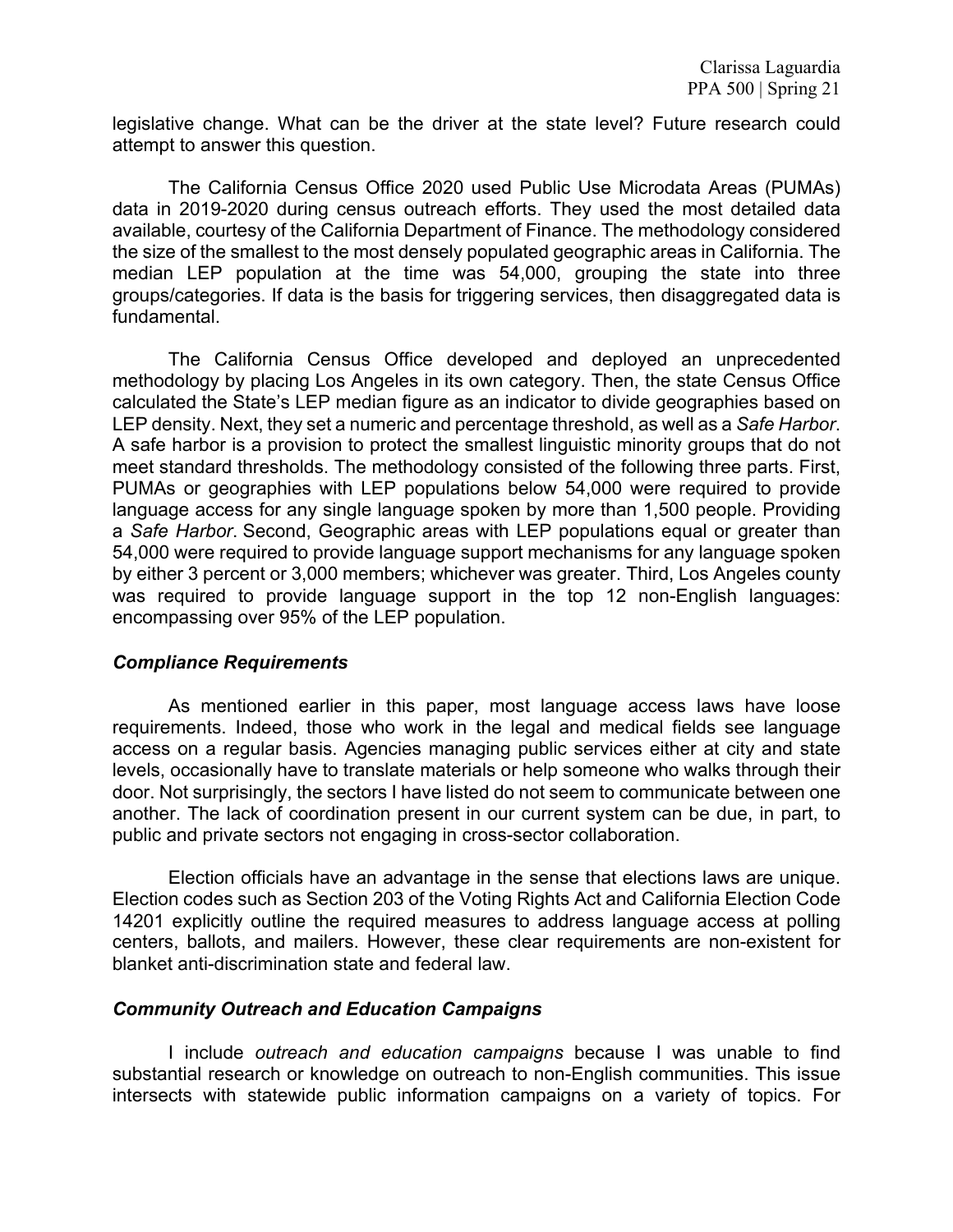legislative change. What can be the driver at the state level? Future research could attempt to answer this question.

The California Census Office 2020 used Public Use Microdata Areas (PUMAs) data in 2019-2020 during census outreach efforts. They used the most detailed data available, courtesy of the California Department of Finance. The methodology considered the size of the smallest to the most densely populated geographic areas in California. The median LEP population at the time was 54,000, grouping the state into three groups/categories. If data is the basis for triggering services, then disaggregated data is fundamental.

The California Census Office developed and deployed an unprecedented methodology by placing Los Angeles in its own category. Then, the state Census Office calculated the State's LEP median figure as an indicator to divide geographies based on LEP density. Next, they set a numeric and percentage threshold, as well as a *Safe Harbor*. A safe harbor is a provision to protect the smallest linguistic minority groups that do not meet standard thresholds. The methodology consisted of the following three parts. First, PUMAs or geographies with LEP populations below 54,000 were required to provide language access for any single language spoken by more than 1,500 people. Providing a *Safe Harbor*. Second, Geographic areas with LEP populations equal or greater than 54,000 were required to provide language support mechanisms for any language spoken by either 3 percent or 3,000 members; whichever was greater. Third, Los Angeles county was required to provide language support in the top 12 non-English languages: encompassing over 95% of the LEP population.

### *Compliance Requirements*

As mentioned earlier in this paper, most language access laws have loose requirements. Indeed, those who work in the legal and medical fields see language access on a regular basis. Agencies managing public services either at city and state levels, occasionally have to translate materials or help someone who walks through their door. Not surprisingly, the sectors I have listed do not seem to communicate between one another. The lack of coordination present in our current system can be due, in part, to public and private sectors not engaging in cross-sector collaboration.

Election officials have an advantage in the sense that elections laws are unique. Election codes such as Section 203 of the Voting Rights Act and California Election Code 14201 explicitly outline the required measures to address language access at polling centers, ballots, and mailers. However, these clear requirements are non-existent for blanket anti-discrimination state and federal law.

### *Community Outreach and Education Campaigns*

I include *outreach and education campaigns* because I was unable to find substantial research or knowledge on outreach to non-English communities. This issue intersects with statewide public information campaigns on a variety of topics. For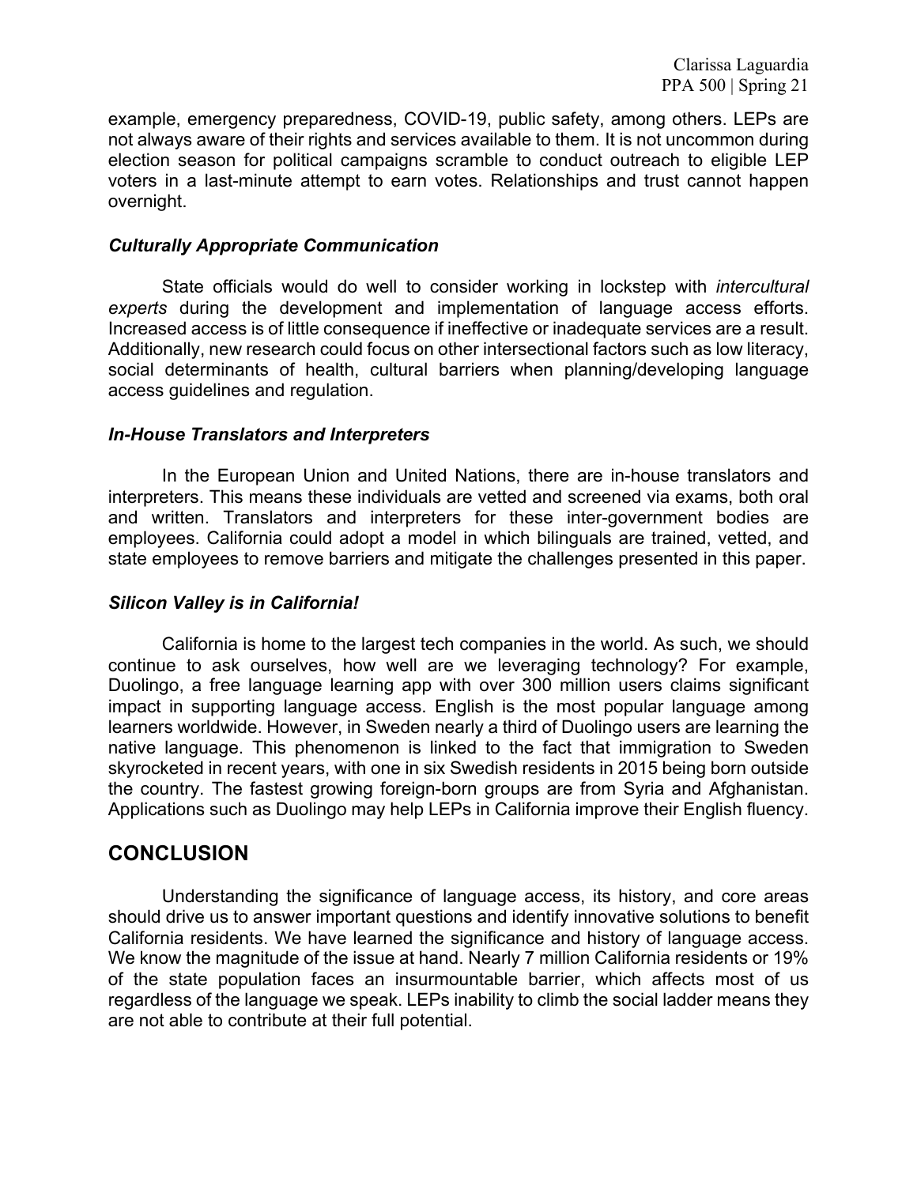example, emergency preparedness, COVID-19, public safety, among others. LEPs are not always aware of their rights and services available to them. It is not uncommon during election season for political campaigns scramble to conduct outreach to eligible LEP voters in a last-minute attempt to earn votes. Relationships and trust cannot happen overnight.

### *Culturally Appropriate Communication*

State officials would do well to consider working in lockstep with *intercultural experts* during the development and implementation of language access efforts. Increased access is of little consequence if ineffective or inadequate services are a result. Additionally, new research could focus on other intersectional factors such as low literacy, social determinants of health, cultural barriers when planning/developing language access guidelines and regulation.

### *In-House Translators and Interpreters*

In the European Union and United Nations, there are in-house translators and interpreters. This means these individuals are vetted and screened via exams, both oral and written. Translators and interpreters for these inter-government bodies are employees. California could adopt a model in which bilinguals are trained, vetted, and state employees to remove barriers and mitigate the challenges presented in this paper.

### *Silicon Valley is in California!*

California is home to the largest tech companies in the world. As such, we should continue to ask ourselves, how well are we leveraging technology? For example, Duolingo, a free language learning app with over 300 million users claims significant impact in supporting language access. English is the most popular language among learners worldwide. However, in Sweden nearly a third of Duolingo users are learning the native language. This phenomenon is linked to the fact that immigration to Sweden skyrocketed in recent years, with one in six Swedish residents in 2015 being born outside the country. The fastest growing foreign-born groups are from Syria and Afghanistan. Applications such as Duolingo may help LEPs in California improve their English fluency.

## CONCLUSION

Understanding the significance of language access, its history, and core areas should drive us to answer important questions and identify innovative solutions to benefit California residents. We have learned the significance and history of language access. We know the magnitude of the issue at hand. Nearly 7 million California residents or 19% of the state population faces an insurmountable barrier, which affects most of us regardless of the language we speak. LEPs inability to climb the social ladder means they are not able to contribute at their full potential.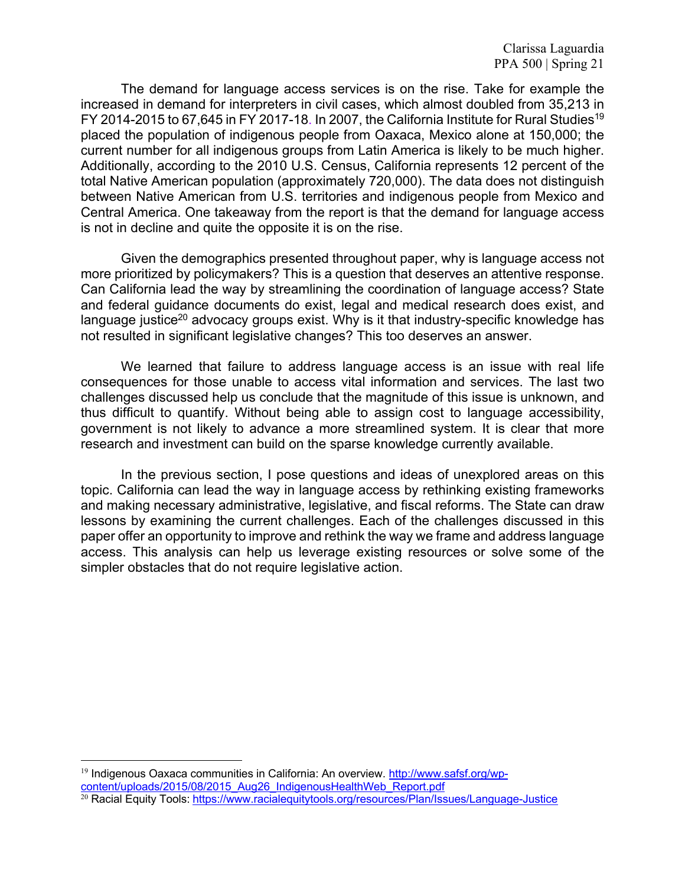The demand for language access services is on the rise. Take for example the increased in demand for interpreters in civil cases, which almost doubled from 35,213 in FY 2014-2015 to 67,645 in FY 2017-18. In 2007, the California Institute for Rural Studies[19] placed the population of indigenous people from Oaxaca, Mexico alone at 150,000; the current number for all indigenous groups from Latin America is likely to be much higher. Additionally, according to the 2010 U.S. Census, California represents 12 percent of the total Native American population (approximately 720,000). The data does not distinguish between Native American from U.S. territories and indigenous people from Mexico and Central America. One takeaway from the report is that the demand for language access is not in decline and quite the opposite it is on the rise.

Given the demographics presented throughout paper, why is language access not more prioritized by policymakers? This is a question that deserves an attentive response. Can California lead the way by streamlining the coordination of language access? State and federal guidance documents do exist, legal and medical research does exist, and language justice[20] advocacy groups exist. Why is it that industry-specific knowledge has not resulted in significant legislative changes? This too deserves an answer.

We learned that failure to address language access is an issue with real life consequences for those unable to access vital information and services. The last two challenges discussed help us conclude that the magnitude of this issue is unknown, and thus difficult to quantify. Without being able to assign cost to language accessibility, government is not likely to advance a more streamlined system. It is clear that more research and investment can build on the sparse knowledge currently available.

In the previous section, I pose questions and ideas of unexplored areas on this topic. California can lead the way in language access by rethinking existing frameworks and making necessary administrative, legislative, and fiscal reforms. The State can draw lessons by examining the current challenges. Each of the challenges discussed in this paper offer an opportunity to improve and rethink the way we frame and address language access. This analysis can help us leverage existing resources or solve some of the simpler obstacles that do not require legislative action.

---

[19] Indigenous Oaxaca communities in California: An overview. http://www.safsf.org/wp-content/uploads/2015/08/2015_Aug26_IndigenousHealthWeb_Report.pdf

[20] Racial Equity Tools: https://www.racialequitytools.org/resources/Plan/Issues/Language-Justice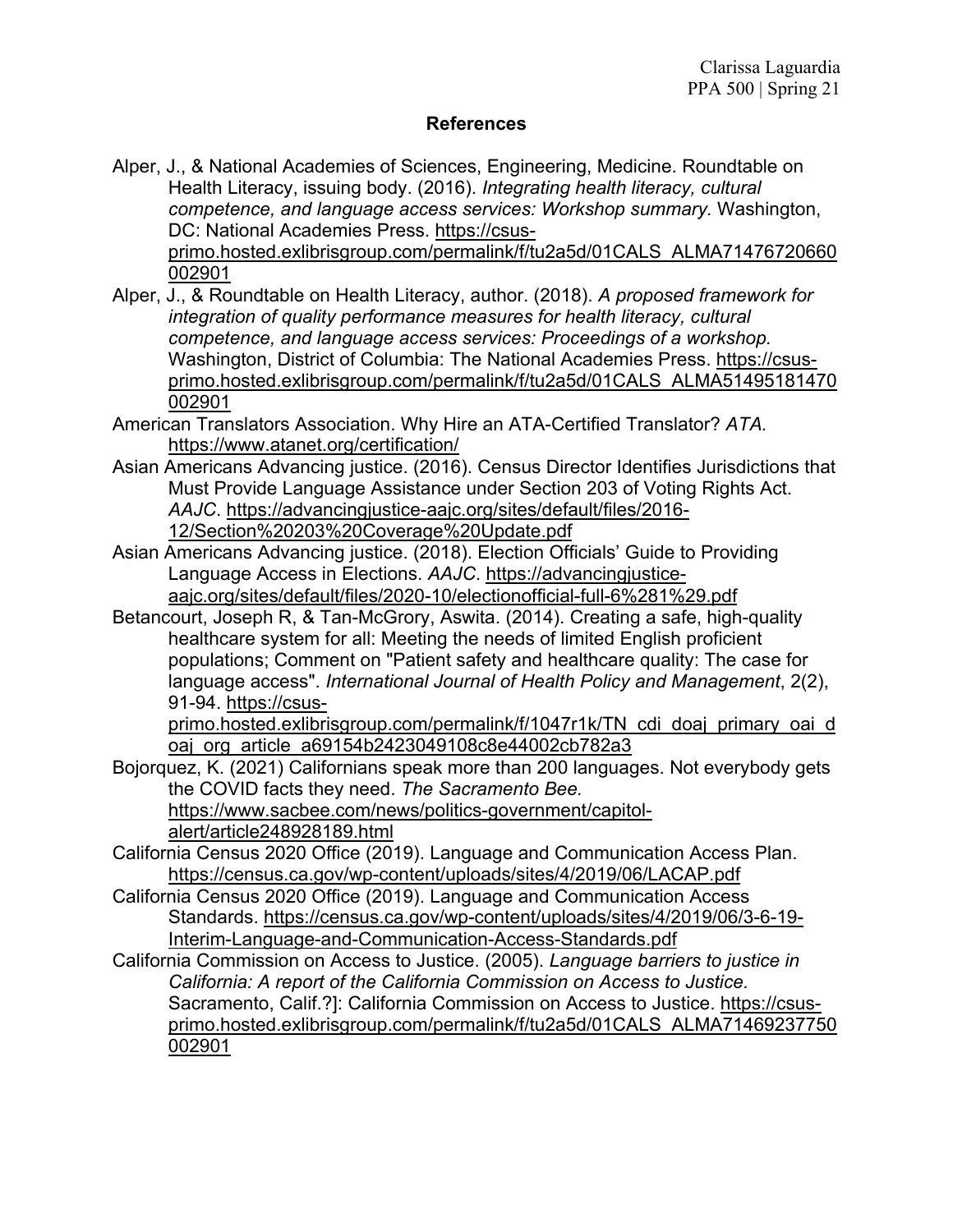## References

Alper, J., & National Academies of Sciences, Engineering, Medicine. Roundtable on Health Literacy, issuing body. (2016). *Integrating health literacy, cultural competence, and language access services: Workshop summary.* Washington, DC: National Academies Press. https://csus-primo.hosted.exlibrisgroup.com/permalink/f/tu2a5d/01CALS_ALMA71476720660002901

Alper, J., & Roundtable on Health Literacy, author. (2018). *A proposed framework for integration of quality performance measures for health literacy, cultural competence, and language access services: Proceedings of a workshop.* Washington, District of Columbia: The National Academies Press. https://csus-primo.hosted.exlibrisgroup.com/permalink/f/tu2a5d/01CALS_ALMA51495181470002901

American Translators Association. Why Hire an ATA-Certified Translator? *ATA.* https://www.atanet.org/certification/

Asian Americans Advancing justice. (2016). Census Director Identifies Jurisdictions that Must Provide Language Assistance under Section 203 of Voting Rights Act. *AAJC*. https://advancingjustice-aajc.org/sites/default/files/2016-12/Section%20203%20Coverage%20Update.pdf

Asian Americans Advancing justice. (2018). Election Officials' Guide to Providing Language Access in Elections. *AAJC*. https://advancingjustice-aajc.org/sites/default/files/2020-10/electionofficial-full-6%281%29.pdf

Betancourt, Joseph R, & Tan-McGrory, Aswita. (2014). Creating a safe, high-quality healthcare system for all: Meeting the needs of limited English proficient populations; Comment on "Patient safety and healthcare quality: The case for language access". *International Journal of Health Policy and Management*, 2(2), 91-94. https://csus-primo.hosted.exlibrisgroup.com/permalink/f/1047r1k/TN_cdi_doaj_primary_oai_doaj_org_article_a69154b2423049108c8e44002cb782a3

Bojorquez, K. (2021) Californians speak more than 200 languages. Not everybody gets the COVID facts they need. *The Sacramento Bee.* https://www.sacbee.com/news/politics-government/capitol-alert/article248928189.html

California Census 2020 Office (2019). Language and Communication Access Plan. https://census.ca.gov/wp-content/uploads/sites/4/2019/06/LACAP.pdf

California Census 2020 Office (2019). Language and Communication Access Standards. https://census.ca.gov/wp-content/uploads/sites/4/2019/06/3-6-19-Interim-Language-and-Communication-Access-Standards.pdf

California Commission on Access to Justice. (2005). *Language barriers to justice in California: A report of the California Commission on Access to Justice.* Sacramento, Calif.?]: California Commission on Access to Justice. https://csus-primo.hosted.exlibrisgroup.com/permalink/f/tu2a5d/01CALS_ALMA71469237750002901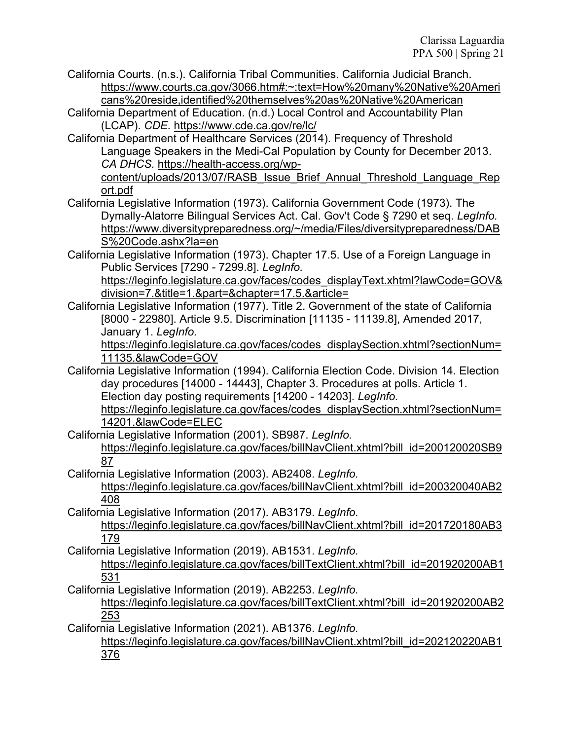California Courts. (n.s.). California Tribal Communities. California Judicial Branch. https://www.courts.ca.gov/3066.htm#:~:text=How%20many%20Native%20Americans%20reside,identified%20themselves%20as%20Native%20American

California Department of Education. (n.d.) Local Control and Accountability Plan (LCAP). *CDE.* https://www.cde.ca.gov/re/lc/

California Department of Healthcare Services (2014). Frequency of Threshold Language Speakers in the Medi-Cal Population by County for December 2013. *CA DHCS.* https://health-access.org/wp-content/uploads/2013/07/RASB_Issue_Brief_Annual_Threshold_Language_Report.pdf

California Legislative Information (1973). California Government Code (1973). The Dymally-Alatorre Bilingual Services Act. Cal. Gov't Code § 7290 et seq. *LegInfo.* https://www.diversitypreparedness.org/~/media/Files/diversitypreparedness/DABS%20Code.ashx?la=en

California Legislative Information (1973). Chapter 17.5. Use of a Foreign Language in Public Services [7290 - 7299.8]. *LegInfo.* https://leginfo.legislature.ca.gov/faces/codes_displayText.xhtml?lawCode=GOV&division=7.&title=1.&part=&chapter=17.5.&article=

California Legislative Information (1977). Title 2. Government of the state of California [8000 - 22980]. Article 9.5. Discrimination [11135 - 11139.8], Amended 2017, January 1. *LegInfo.* https://leginfo.legislature.ca.gov/faces/codes_displaySection.xhtml?sectionNum=11135.&lawCode=GOV

California Legislative Information (1994). California Election Code. Division 14. Election day procedures [14000 - 14443], Chapter 3. Procedures at polls. Article 1. Election day posting requirements [14200 - 14203]. *LegInfo.* https://leginfo.legislature.ca.gov/faces/codes_displaySection.xhtml?sectionNum=14201.&lawCode=ELEC

California Legislative Information (2001). SB987. *LegInfo.* https://leginfo.legislature.ca.gov/faces/billNavClient.xhtml?bill_id=200120020SB987

California Legislative Information (2003). AB2408. *LegInfo.* https://leginfo.legislature.ca.gov/faces/billNavClient.xhtml?bill_id=200320040AB2408

California Legislative Information (2017). AB3179. *LegInfo.* https://leginfo.legislature.ca.gov/faces/billNavClient.xhtml?bill_id=201720180AB3179

California Legislative Information (2019). AB1531. *LegInfo.* https://leginfo.legislature.ca.gov/faces/billTextClient.xhtml?bill_id=201920200AB1531

California Legislative Information (2019). AB2253. *LegInfo.* https://leginfo.legislature.ca.gov/faces/billTextClient.xhtml?bill_id=201920200AB2253

California Legislative Information (2021). AB1376. *LegInfo.* https://leginfo.legislature.ca.gov/faces/billNavClient.xhtml?bill_id=202120220AB1376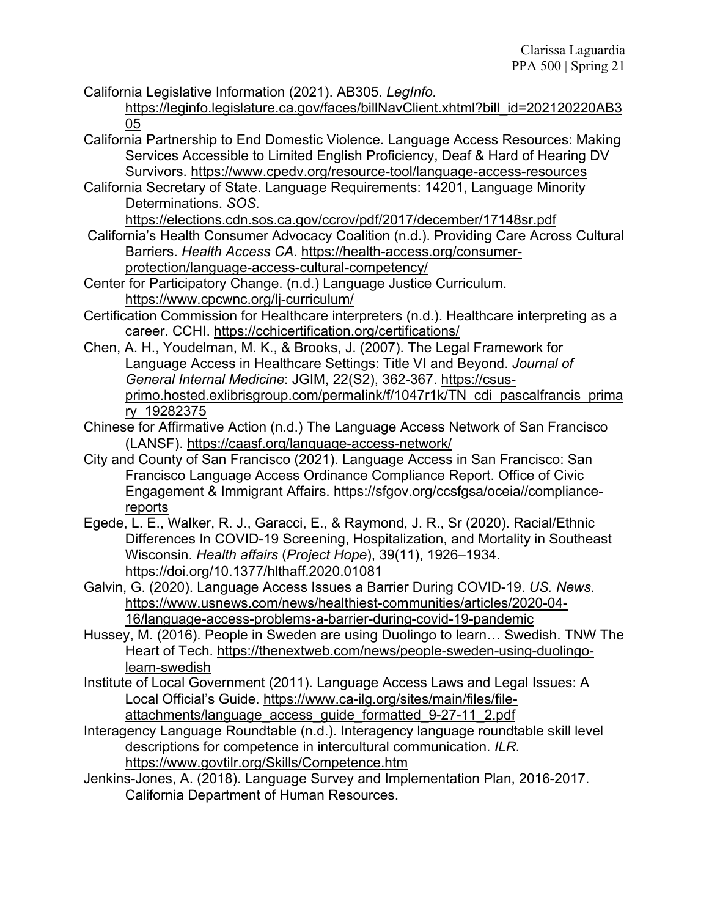California Legislative Information (2021). AB305. *LegInfo.* https://leginfo.legislature.ca.gov/faces/billNavClient.xhtml?bill_id=202120220AB305

California Partnership to End Domestic Violence. Language Access Resources: Making Services Accessible to Limited English Proficiency, Deaf & Hard of Hearing DV Survivors. https://www.cpedv.org/resource-tool/language-access-resources

California Secretary of State. Language Requirements: 14201, Language Minority Determinations. *SOS*. https://elections.cdn.sos.ca.gov/ccrov/pdf/2017/december/17148sr.pdf

California's Health Consumer Advocacy Coalition (n.d.). Providing Care Across Cultural Barriers. *Health Access CA*. https://health-access.org/consumer-protection/language-access-cultural-competency/

Center for Participatory Change. (n.d.) Language Justice Curriculum. https://www.cpcwnc.org/lj-curriculum/

Certification Commission for Healthcare interpreters (n.d.). Healthcare interpreting as a career. CCHI. https://cchicertification.org/certifications/

Chen, A. H., Youdelman, M. K., & Brooks, J. (2007). The Legal Framework for Language Access in Healthcare Settings: Title VI and Beyond. *Journal of General Internal Medicine*: JGIM, 22(S2), 362-367. https://csus-primo.hosted.exlibrisgroup.com/permalink/f/1047r1k/TN_cdi_pascalfrancis_primary_19282375

Chinese for Affirmative Action (n.d.) The Language Access Network of San Francisco (LANSF). https://caasf.org/language-access-network/

City and County of San Francisco (2021). Language Access in San Francisco: San Francisco Language Access Ordinance Compliance Report. Office of Civic Engagement & Immigrant Affairs. https://sfgov.org/ccsfgsa/oceia//compliance-reports

Egede, L. E., Walker, R. J., Garacci, E., & Raymond, J. R., Sr (2020). Racial/Ethnic Differences In COVID-19 Screening, Hospitalization, and Mortality in Southeast Wisconsin. *Health affairs* (*Project Hope*), 39(11), 1926–1934. https://doi.org/10.1377/hlthaff.2020.01081

Galvin, G. (2020). Language Access Issues a Barrier During COVID-19. *US. News*. https://www.usnews.com/news/healthiest-communities/articles/2020-04-16/language-access-problems-a-barrier-during-covid-19-pandemic

Hussey, M. (2016). People in Sweden are using Duolingo to learn… Swedish. TNW The Heart of Tech. https://thenextweb.com/news/people-sweden-using-duolingo-learn-swedish

Institute of Local Government (2011). Language Access Laws and Legal Issues: A Local Official's Guide. https://www.ca-ilg.org/sites/main/files/file-attachments/language_access_guide_formatted_9-27-11_2.pdf

Interagency Language Roundtable (n.d.). Interagency language roundtable skill level descriptions for competence in intercultural communication. *ILR.* https://www.govtilr.org/Skills/Competence.htm

Jenkins-Jones, A. (2018). Language Survey and Implementation Plan, 2016-2017. California Department of Human Resources.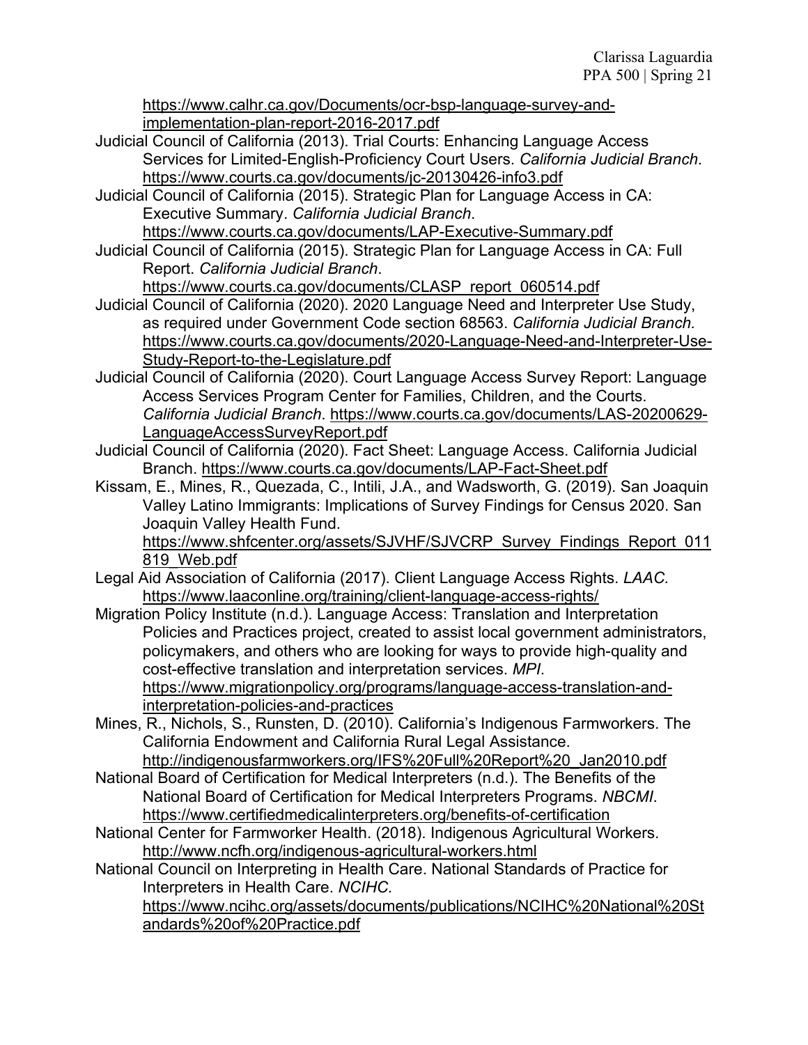https://www.calhr.ca.gov/Documents/ocr-bsp-language-survey-and-implementation-plan-report-2016-2017.pdf

Judicial Council of California (2013). Trial Courts: Enhancing Language Access Services for Limited-English-Proficiency Court Users. *California Judicial Branch*. https://www.courts.ca.gov/documents/jc-20130426-info3.pdf

Judicial Council of California (2015). Strategic Plan for Language Access in CA: Executive Summary. *California Judicial Branch*. https://www.courts.ca.gov/documents/LAP-Executive-Summary.pdf

Judicial Council of California (2015). Strategic Plan for Language Access in CA: Full Report. *California Judicial Branch*. https://www.courts.ca.gov/documents/CLASP_report_060514.pdf

Judicial Council of California (2020). 2020 Language Need and Interpreter Use Study, as required under Government Code section 68563. *California Judicial Branch.* https://www.courts.ca.gov/documents/2020-Language-Need-and-Interpreter-Use-Study-Report-to-the-Legislature.pdf

Judicial Council of California (2020). Court Language Access Survey Report: Language Access Services Program Center for Families, Children, and the Courts. *California Judicial Branch*. https://www.courts.ca.gov/documents/LAS-20200629-LanguageAccessSurveyReport.pdf

Judicial Council of California (2020). Fact Sheet: Language Access. California Judicial Branch. https://www.courts.ca.gov/documents/LAP-Fact-Sheet.pdf

Kissam, E., Mines, R., Quezada, C., Intili, J.A., and Wadsworth, G. (2019). San Joaquin Valley Latino Immigrants: Implications of Survey Findings for Census 2020. San Joaquin Valley Health Fund. https://www.shfcenter.org/assets/SJVHF/SJVCRP_Survey_Findings_Report_011819_Web.pdf

Legal Aid Association of California (2017). Client Language Access Rights. *LAAC.* https://www.laaconline.org/training/client-language-access-rights/

Migration Policy Institute (n.d.). Language Access: Translation and Interpretation Policies and Practices project, created to assist local government administrators, policymakers, and others who are looking for ways to provide high-quality and cost-effective translation and interpretation services. *MPI*. https://www.migrationpolicy.org/programs/language-access-translation-and-interpretation-policies-and-practices

Mines, R., Nichols, S., Runsten, D. (2010). California's Indigenous Farmworkers. The California Endowment and California Rural Legal Assistance. http://indigenousfarmworkers.org/IFS%20Full%20Report%20_Jan2010.pdf

National Board of Certification for Medical Interpreters (n.d.). The Benefits of the National Board of Certification for Medical Interpreters Programs. *NBCMI*. https://www.certifiedmedicalinterpreters.org/benefits-of-certification

National Center for Farmworker Health. (2018). Indigenous Agricultural Workers. http://www.ncfh.org/indigenous-agricultural-workers.html

National Council on Interpreting in Health Care. National Standards of Practice for Interpreters in Health Care. *NCIHC.* https://www.ncihc.org/assets/documents/publications/NCIHC%20National%20Standards%20of%20Practice.pdf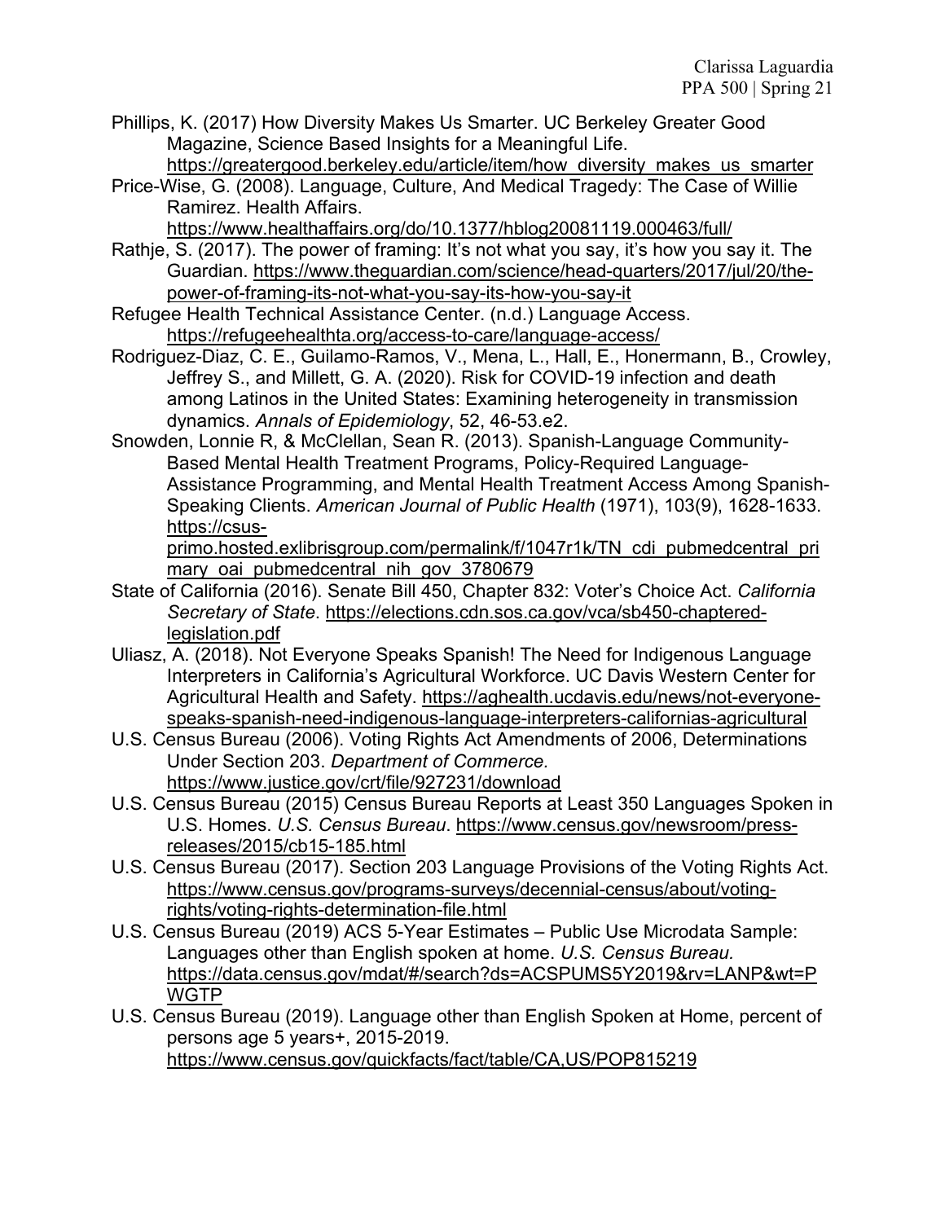Phillips, K. (2017) How Diversity Makes Us Smarter. UC Berkeley Greater Good Magazine, Science Based Insights for a Meaningful Life. https://greatergood.berkeley.edu/article/item/how_diversity_makes_us_smarter

Price-Wise, G. (2008). Language, Culture, And Medical Tragedy: The Case of Willie Ramirez. Health Affairs. https://www.healthaffairs.org/do/10.1377/hblog20081119.000463/full/

Rathje, S. (2017). The power of framing: It's not what you say, it's how you say it. The Guardian. https://www.theguardian.com/science/head-quarters/2017/jul/20/the-power-of-framing-its-not-what-you-say-its-how-you-say-it

Refugee Health Technical Assistance Center. (n.d.) Language Access. https://refugeehealthta.org/access-to-care/language-access/

Rodriguez-Diaz, C. E., Guilamo-Ramos, V., Mena, L., Hall, E., Honermann, B., Crowley, Jeffrey S., and Millett, G. A. (2020). Risk for COVID-19 infection and death among Latinos in the United States: Examining heterogeneity in transmission dynamics. *Annals of Epidemiology*, 52, 46-53.e2.

Snowden, Lonnie R, & McClellan, Sean R. (2013). Spanish-Language Community-Based Mental Health Treatment Programs, Policy-Required Language-Assistance Programming, and Mental Health Treatment Access Among Spanish-Speaking Clients. *American Journal of Public Health* (1971), 103(9), 1628-1633. https://csus-primo.hosted.exlibrisgroup.com/permalink/f/1047r1k/TN_cdi_pubmedcentral_primary_oai_pubmedcentral_nih_gov_3780679

State of California (2016). Senate Bill 450, Chapter 832: Voter's Choice Act. *California Secretary of State*. https://elections.cdn.sos.ca.gov/vca/sb450-chaptered-legislation.pdf

Uliasz, A. (2018). Not Everyone Speaks Spanish! The Need for Indigenous Language Interpreters in California's Agricultural Workforce. UC Davis Western Center for Agricultural Health and Safety. https://aghealth.ucdavis.edu/news/not-everyone-speaks-spanish-need-indigenous-language-interpreters-californias-agricultural

U.S. Census Bureau (2006). Voting Rights Act Amendments of 2006, Determinations Under Section 203. *Department of Commerce.* https://www.justice.gov/crt/file/927231/download

U.S. Census Bureau (2015) Census Bureau Reports at Least 350 Languages Spoken in U.S. Homes. *U.S. Census Bureau*. https://www.census.gov/newsroom/press-releases/2015/cb15-185.html

U.S. Census Bureau (2017). Section 203 Language Provisions of the Voting Rights Act. https://www.census.gov/programs-surveys/decennial-census/about/voting-rights/voting-rights-determination-file.html

U.S. Census Bureau (2019) ACS 5-Year Estimates – Public Use Microdata Sample: Languages other than English spoken at home. *U.S. Census Bureau.* https://data.census.gov/mdat/#/search?ds=ACSPUMS5Y2019&rv=LANP&wt=PWGTP

U.S. Census Bureau (2019). Language other than English Spoken at Home, percent of persons age 5 years+, 2015-2019. https://www.census.gov/quickfacts/fact/table/CA,US/POP815219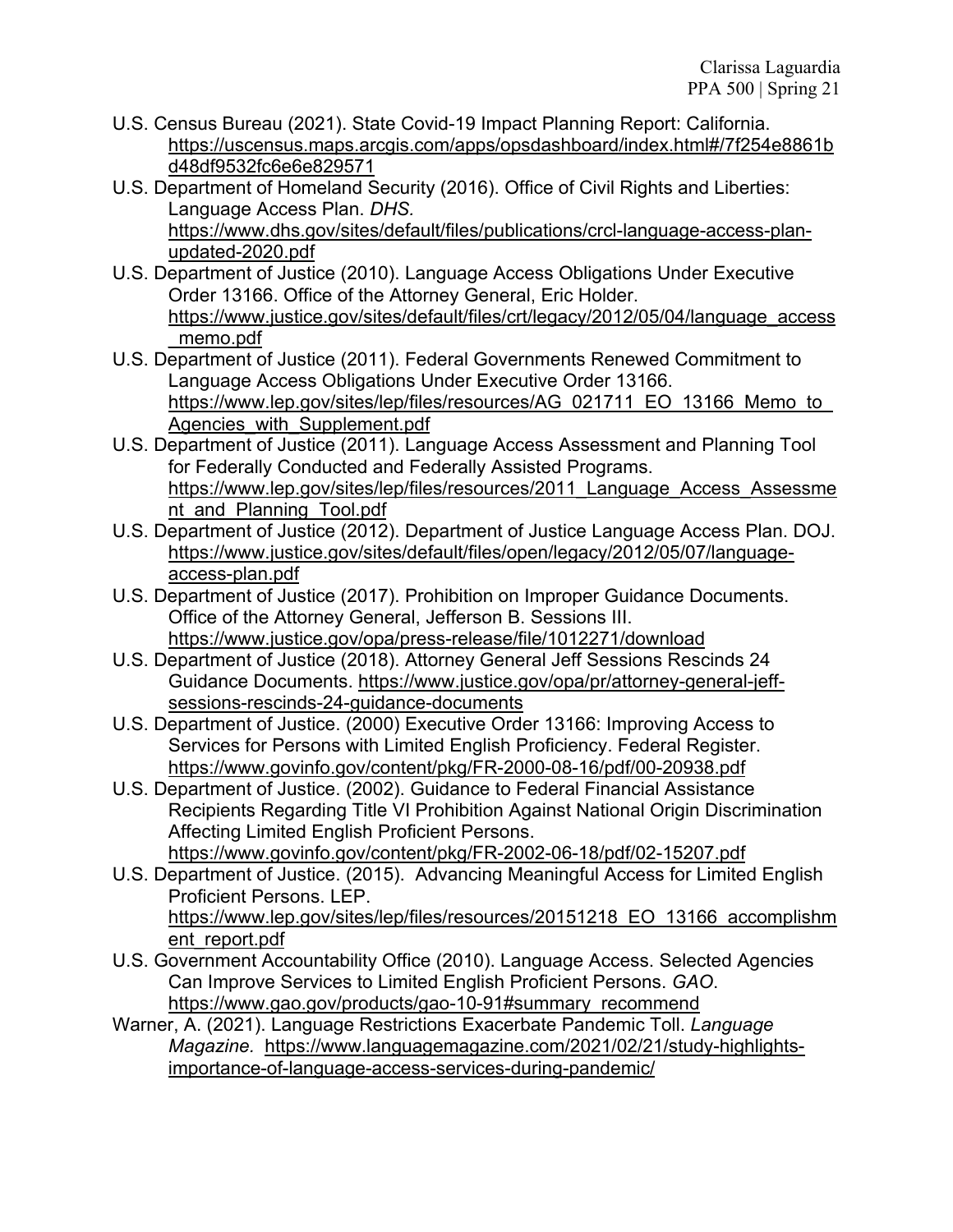U.S. Census Bureau (2021). State Covid-19 Impact Planning Report: California. https://uscensus.maps.arcgis.com/apps/opsdashboard/index.html#/7f254e8861bd48df9532fc6e6e829571

U.S. Department of Homeland Security (2016). Office of Civil Rights and Liberties: Language Access Plan. *DHS.* https://www.dhs.gov/sites/default/files/publications/crcl-language-access-plan-updated-2020.pdf

U.S. Department of Justice (2010). Language Access Obligations Under Executive Order 13166. Office of the Attorney General, Eric Holder. https://www.justice.gov/sites/default/files/crt/legacy/2012/05/04/language_access_memo.pdf

U.S. Department of Justice (2011). Federal Governments Renewed Commitment to Language Access Obligations Under Executive Order 13166. https://www.lep.gov/sites/lep/files/resources/AG_021711_EO_13166_Memo_to_Agencies_with_Supplement.pdf

U.S. Department of Justice (2011). Language Access Assessment and Planning Tool for Federally Conducted and Federally Assisted Programs. https://www.lep.gov/sites/lep/files/resources/2011_Language_Access_Assessment_and_Planning_Tool.pdf

U.S. Department of Justice (2012). Department of Justice Language Access Plan. DOJ. https://www.justice.gov/sites/default/files/open/legacy/2012/05/07/language-access-plan.pdf

U.S. Department of Justice (2017). Prohibition on Improper Guidance Documents. Office of the Attorney General, Jefferson B. Sessions III. https://www.justice.gov/opa/press-release/file/1012271/download

U.S. Department of Justice (2018). Attorney General Jeff Sessions Rescinds 24 Guidance Documents. https://www.justice.gov/opa/pr/attorney-general-jeff-sessions-rescinds-24-guidance-documents

U.S. Department of Justice. (2000) Executive Order 13166: Improving Access to Services for Persons with Limited English Proficiency. Federal Register. https://www.govinfo.gov/content/pkg/FR-2000-08-16/pdf/00-20938.pdf

U.S. Department of Justice. (2002). Guidance to Federal Financial Assistance Recipients Regarding Title VI Prohibition Against National Origin Discrimination Affecting Limited English Proficient Persons. https://www.govinfo.gov/content/pkg/FR-2002-06-18/pdf/02-15207.pdf

U.S. Department of Justice. (2015). Advancing Meaningful Access for Limited English Proficient Persons. LEP. https://www.lep.gov/sites/lep/files/resources/20151218_EO_13166_accomplishment_report.pdf

U.S. Government Accountability Office (2010). Language Access. Selected Agencies Can Improve Services to Limited English Proficient Persons. *GAO.* https://www.gao.gov/products/gao-10-91#summary_recommend

Warner, A. (2021). Language Restrictions Exacerbate Pandemic Toll. *Language Magazine.* https://www.languagemagazine.com/2021/02/21/study-highlights-importance-of-language-access-services-during-pandemic/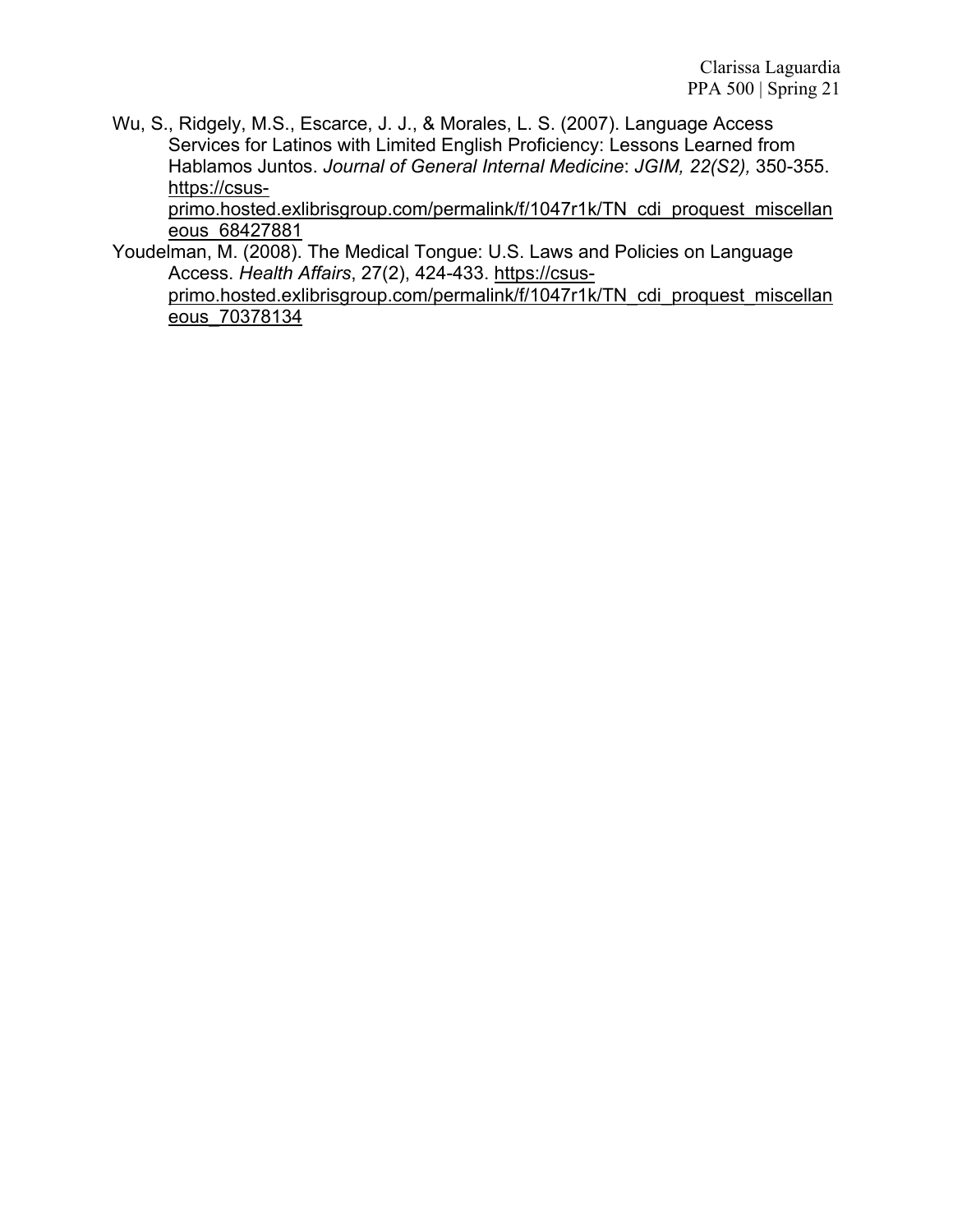Wu, S., Ridgely, M.S., Escarce, J. J., & Morales, L. S. (2007). Language Access Services for Latinos with Limited English Proficiency: Lessons Learned from Hablamos Juntos. *Journal of General Internal Medicine*: *JGIM, 22(S2),* 350-355. https://csus-primo.hosted.exlibrisgroup.com/permalink/f/1047r1k/TN_cdi_proquest_miscellaneous_68427881

Youdelman, M. (2008). The Medical Tongue: U.S. Laws and Policies on Language Access. *Health Affairs*, 27(2), 424-433. https://csus-primo.hosted.exlibrisgroup.com/permalink/f/1047r1k/TN_cdi_proquest_miscellaneous_70378134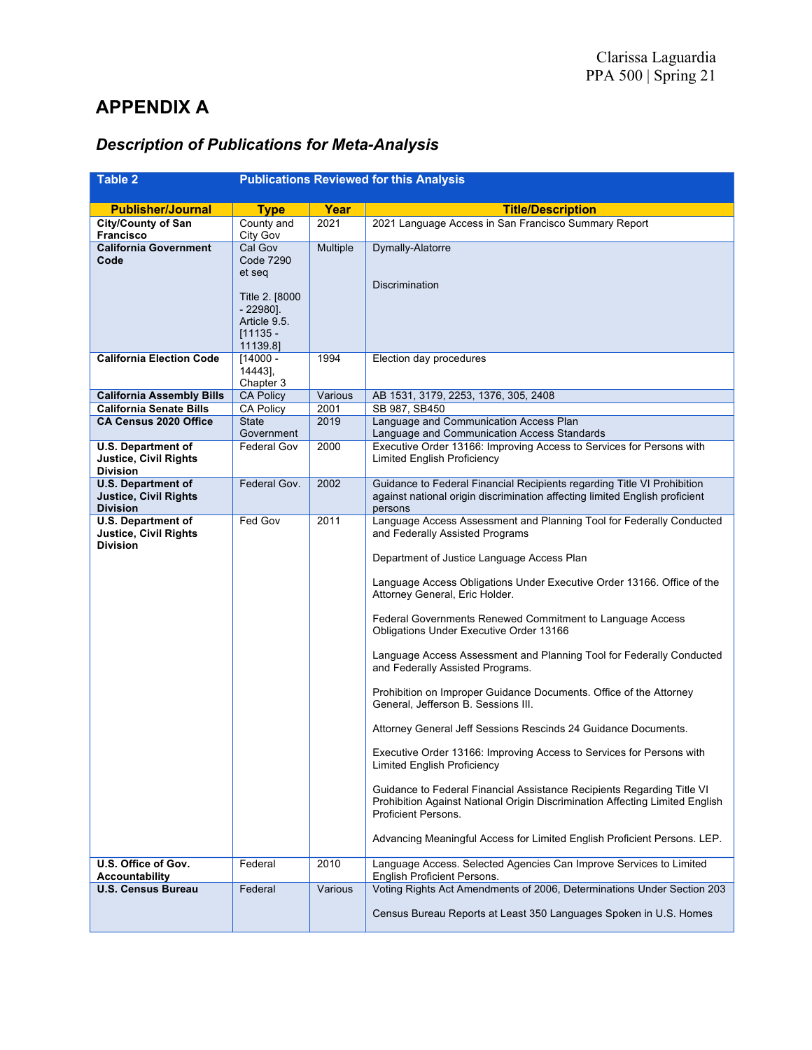# APPENDIX A

## *Description of Publications for Meta-Analysis*

| **Table 2** | **Publications Reviewed for this Analysis** | | |
|---|---|---|---|
| **Publisher/Journal** | **Type** | **Year** | **Title/Description** |
| **City/County of San Francisco** | County and City Gov | 2021 | 2021 Language Access in San Francisco Summary Report |
| **California Government Code** | Cal Gov Code 7290 et seq<br><br>Title 2. [8000 - 22980]. Article 9.5. [11135 - 11139.8] | Multiple | Dymally-Alatorre<br><br>Discrimination |
| **California Election Code** | [14000 - 14443], Chapter 3 | 1994 | Election day procedures |
| **California Assembly Bills** | CA Policy | Various | AB 1531, 3179, 2253, 1376, 305, 2408 |
| **California Senate Bills** | CA Policy | 2001 | SB 987, SB450 |
| **CA Census 2020 Office** | State Government | 2019 | Language and Communication Access Plan<br>Language and Communication Access Standards |
| **U.S. Department of Justice, Civil Rights Division** | Federal Gov | 2000 | Executive Order 13166: Improving Access to Services for Persons with Limited English Proficiency |
| **U.S. Department of Justice, Civil Rights Division** | Federal Gov. | 2002 | Guidance to Federal Financial Recipients regarding Title VI Prohibition against national origin discrimination affecting limited English proficient persons |
| **U.S. Department of Justice, Civil Rights Division** | Fed Gov | 2011 | Language Access Assessment and Planning Tool for Federally Conducted and Federally Assisted Programs<br><br>Department of Justice Language Access Plan<br><br>Language Access Obligations Under Executive Order 13166. Office of the Attorney General, Eric Holder.<br><br>Federal Governments Renewed Commitment to Language Access Obligations Under Executive Order 13166<br><br>Language Access Assessment and Planning Tool for Federally Conducted and Federally Assisted Programs.<br><br>Prohibition on Improper Guidance Documents. Office of the Attorney General, Jefferson B. Sessions III.<br><br>Attorney General Jeff Sessions Rescinds 24 Guidance Documents.<br><br>Executive Order 13166: Improving Access to Services for Persons with Limited English Proficiency<br><br>Guidance to Federal Financial Assistance Recipients Regarding Title VI Prohibition Against National Origin Discrimination Affecting Limited English Proficient Persons.<br><br>Advancing Meaningful Access for Limited English Proficient Persons. LEP. |
| **U.S. Office of Gov. Accountability** | Federal | 2010 | Language Access. Selected Agencies Can Improve Services to Limited English Proficient Persons. |
| **U.S. Census Bureau** | Federal | Various | Voting Rights Act Amendments of 2006, Determinations Under Section 203<br><br>Census Bureau Reports at Least 350 Languages Spoken in U.S. Homes |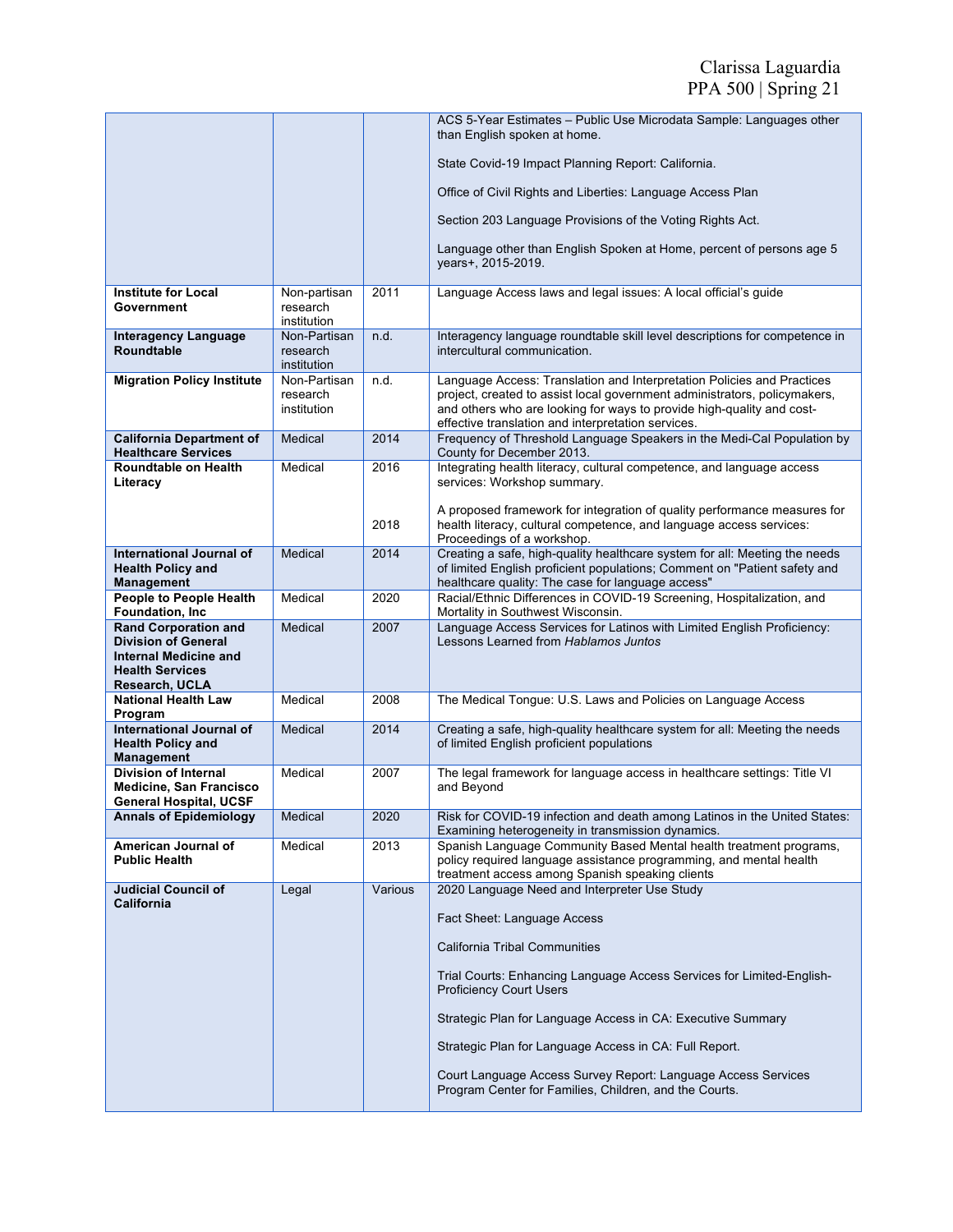| | | | |
|---|---|---|---|
| | | | ACS 5-Year Estimates – Public Use Microdata Sample: Languages other than English spoken at home.<br><br>State Covid-19 Impact Planning Report: California.<br><br>Office of Civil Rights and Liberties: Language Access Plan<br><br>Section 203 Language Provisions of the Voting Rights Act.<br><br>Language other than English Spoken at Home, percent of persons age 5 years+, 2015-2019. |
| **Institute for Local Government** | Non-partisan research institution | 2011 | Language Access laws and legal issues: A local official's guide |
| **Interagency Language Roundtable** | Non-Partisan research institution | n.d. | Interagency language roundtable skill level descriptions for competence in intercultural communication. |
| **Migration Policy Institute** | Non-Partisan research institution | n.d. | Language Access: Translation and Interpretation Policies and Practices project, created to assist local government administrators, policymakers, and others who are looking for ways to provide high-quality and cost-effective translation and interpretation services. |
| **California Department of Healthcare Services** | Medical | 2014 | Frequency of Threshold Language Speakers in the Medi-Cal Population by County for December 2013. |
| **Roundtable on Health Literacy** | Medical | 2016<br><br><br>2018 | Integrating health literacy, cultural competence, and language access services: Workshop summary.<br><br>A proposed framework for integration of quality performance measures for health literacy, cultural competence, and language access services: Proceedings of a workshop. |
| **International Journal of Health Policy and Management** | Medical | 2014 | Creating a safe, high-quality healthcare system for all: Meeting the needs of limited English proficient populations; Comment on "Patient safety and healthcare quality: The case for language access" |
| **People to People Health Foundation, Inc** | Medical | 2020 | Racial/Ethnic Differences in COVID-19 Screening, Hospitalization, and Mortality in Southwest Wisconsin. |
| **Rand Corporation and Division of General Internal Medicine and Health Services Research, UCLA** | Medical | 2007 | Language Access Services for Latinos with Limited English Proficiency: Lessons Learned from *Hablamos Juntos* |
| **National Health Law Program** | Medical | 2008 | The Medical Tongue: U.S. Laws and Policies on Language Access |
| **International Journal of Health Policy and Management** | Medical | 2014 | Creating a safe, high-quality healthcare system for all: Meeting the needs of limited English proficient populations |
| **Division of Internal Medicine, San Francisco General Hospital, UCSF** | Medical | 2007 | The legal framework for language access in healthcare settings: Title VI and Beyond |
| **Annals of Epidemiology** | Medical | 2020 | Risk for COVID-19 infection and death among Latinos in the United States: Examining heterogeneity in transmission dynamics. |
| **American Journal of Public Health** | Medical | 2013 | Spanish Language Community Based Mental health treatment programs, policy required language assistance programming, and mental health treatment access among Spanish speaking clients |
| **Judicial Council of California** | Legal | Various | 2020 Language Need and Interpreter Use Study<br><br>Fact Sheet: Language Access<br><br>California Tribal Communities<br><br>Trial Courts: Enhancing Language Access Services for Limited-English-Proficiency Court Users<br><br>Strategic Plan for Language Access in CA: Executive Summary<br><br>Strategic Plan for Language Access in CA: Full Report.<br><br>Court Language Access Survey Report: Language Access Services Program Center for Families, Children, and the Courts. |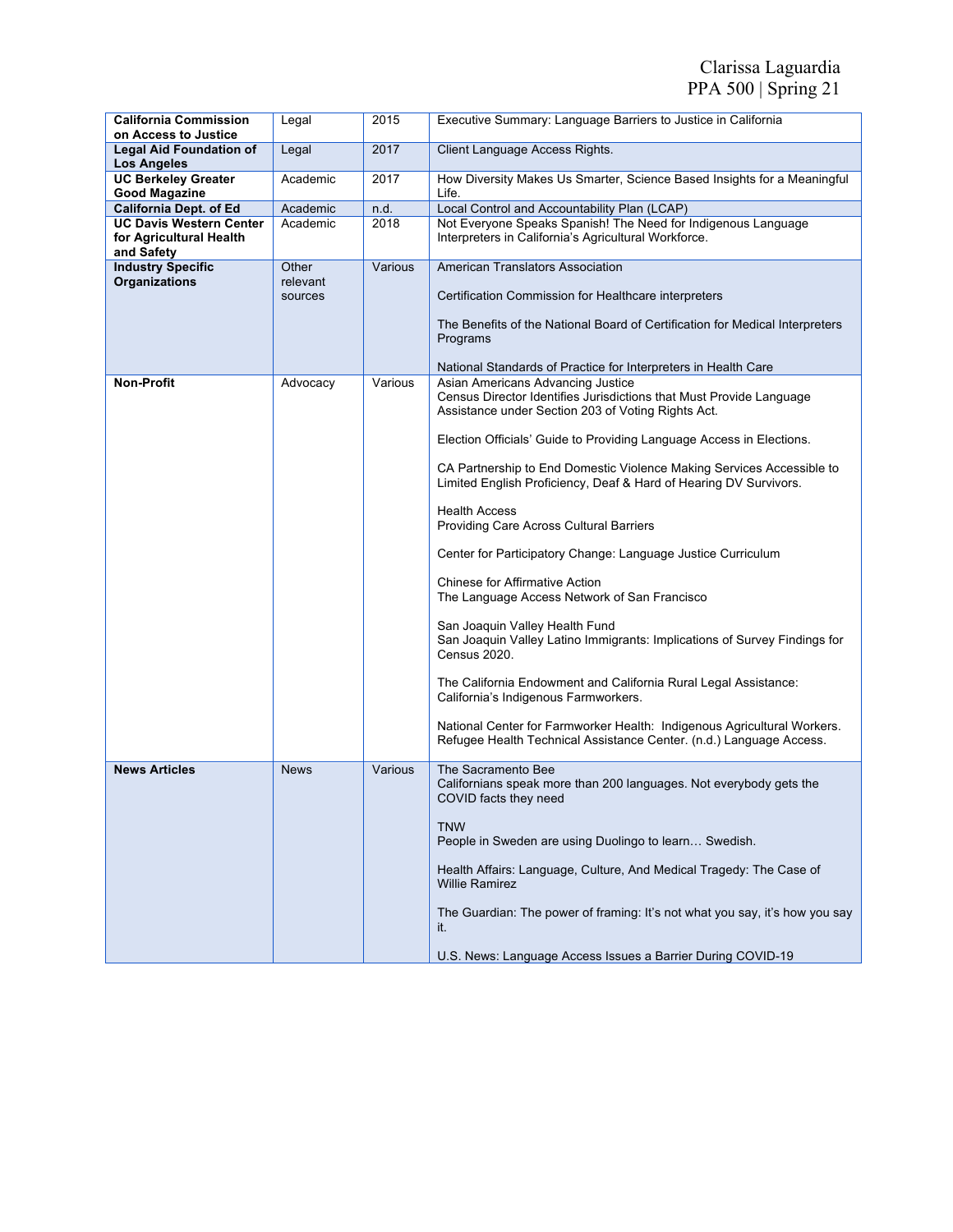| California Commission on Access to Justice | Legal | 2015 | Executive Summary: Language Barriers to Justice in California |
|---|---|---|---|
| **Legal Aid Foundation of Los Angeles** | Legal | 2017 | Client Language Access Rights. |
| **UC Berkeley Greater Good Magazine** | Academic | 2017 | How Diversity Makes Us Smarter, Science Based Insights for a Meaningful Life. |
| **California Dept. of Ed** | Academic | n.d. | Local Control and Accountability Plan (LCAP) |
| **UC Davis Western Center for Agricultural Health and Safety** | Academic | 2018 | Not Everyone Speaks Spanish! The Need for Indigenous Language Interpreters in California's Agricultural Workforce. |
| **Industry Specific Organizations** | Other relevant sources | Various | American Translators Association<br><br>Certification Commission for Healthcare interpreters<br><br>The Benefits of the National Board of Certification for Medical Interpreters Programs<br><br>National Standards of Practice for Interpreters in Health Care |
| **Non-Profit** | Advocacy | Various | Asian Americans Advancing Justice<br>Census Director Identifies Jurisdictions that Must Provide Language Assistance under Section 203 of Voting Rights Act.<br><br>Election Officials' Guide to Providing Language Access in Elections.<br><br>CA Partnership to End Domestic Violence Making Services Accessible to Limited English Proficiency, Deaf & Hard of Hearing DV Survivors.<br><br>Health Access<br>Providing Care Across Cultural Barriers<br><br>Center for Participatory Change: Language Justice Curriculum<br><br>Chinese for Affirmative Action<br>The Language Access Network of San Francisco<br><br>San Joaquin Valley Health Fund<br>San Joaquin Valley Latino Immigrants: Implications of Survey Findings for Census 2020.<br><br>The California Endowment and California Rural Legal Assistance: California's Indigenous Farmworkers.<br><br>National Center for Farmworker Health: Indigenous Agricultural Workers.<br>Refugee Health Technical Assistance Center. (n.d.) Language Access. |
| **News Articles** | News | Various | The Sacramento Bee<br>Californians speak more than 200 languages. Not everybody gets the COVID facts they need<br><br>TNW<br>People in Sweden are using Duolingo to learn… Swedish.<br><br>Health Affairs: Language, Culture, And Medical Tragedy: The Case of Willie Ramirez<br><br>The Guardian: The power of framing: It's not what you say, it's how you say it.<br><br>U.S. News: Language Access Issues a Barrier During COVID-19 |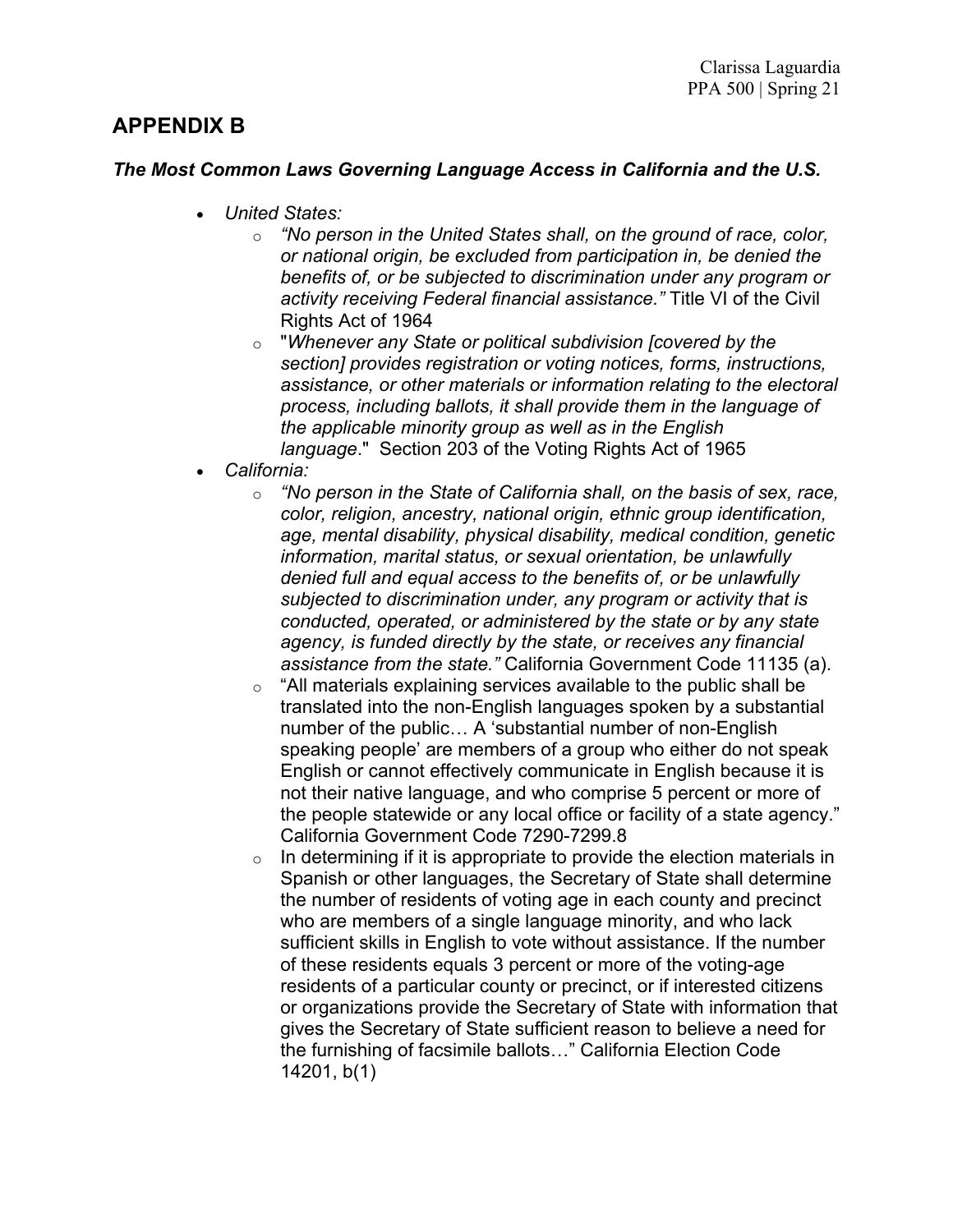## APPENDIX B

***The Most Common Laws Governing Language Access in California and the U.S.***

- *United States:*
  - *"No person in the United States shall, on the ground of race, color, or national origin, be excluded from participation in, be denied the benefits of, or be subjected to discrimination under any program or activity receiving Federal financial assistance."* Title VI of the Civil Rights Act of 1964
  - "*Whenever any State or political subdivision [covered by the section] provides registration or voting notices, forms, instructions, assistance, or other materials or information relating to the electoral process, including ballots, it shall provide them in the language of the applicable minority group as well as in the English language*." Section 203 of the Voting Rights Act of 1965
- *California:*
  - *"No person in the State of California shall, on the basis of sex, race, color, religion, ancestry, national origin, ethnic group identification, age, mental disability, physical disability, medical condition, genetic information, marital status, or sexual orientation, be unlawfully denied full and equal access to the benefits of, or be unlawfully subjected to discrimination under, any program or activity that is conducted, operated, or administered by the state or by any state agency, is funded directly by the state, or receives any financial assistance from the state."* California Government Code 11135 (a).
  - "All materials explaining services available to the public shall be translated into the non-English languages spoken by a substantial number of the public… A 'substantial number of non-English speaking people' are members of a group who either do not speak English or cannot effectively communicate in English because it is not their native language, and who comprise 5 percent or more of the people statewide or any local office or facility of a state agency." California Government Code 7290-7299.8
  - In determining if it is appropriate to provide the election materials in Spanish or other languages, the Secretary of State shall determine the number of residents of voting age in each county and precinct who are members of a single language minority, and who lack sufficient skills in English to vote without assistance. If the number of these residents equals 3 percent or more of the voting-age residents of a particular county or precinct, or if interested citizens or organizations provide the Secretary of State with information that gives the Secretary of State sufficient reason to believe a need for the furnishing of facsimile ballots…" California Election Code 14201, b(1)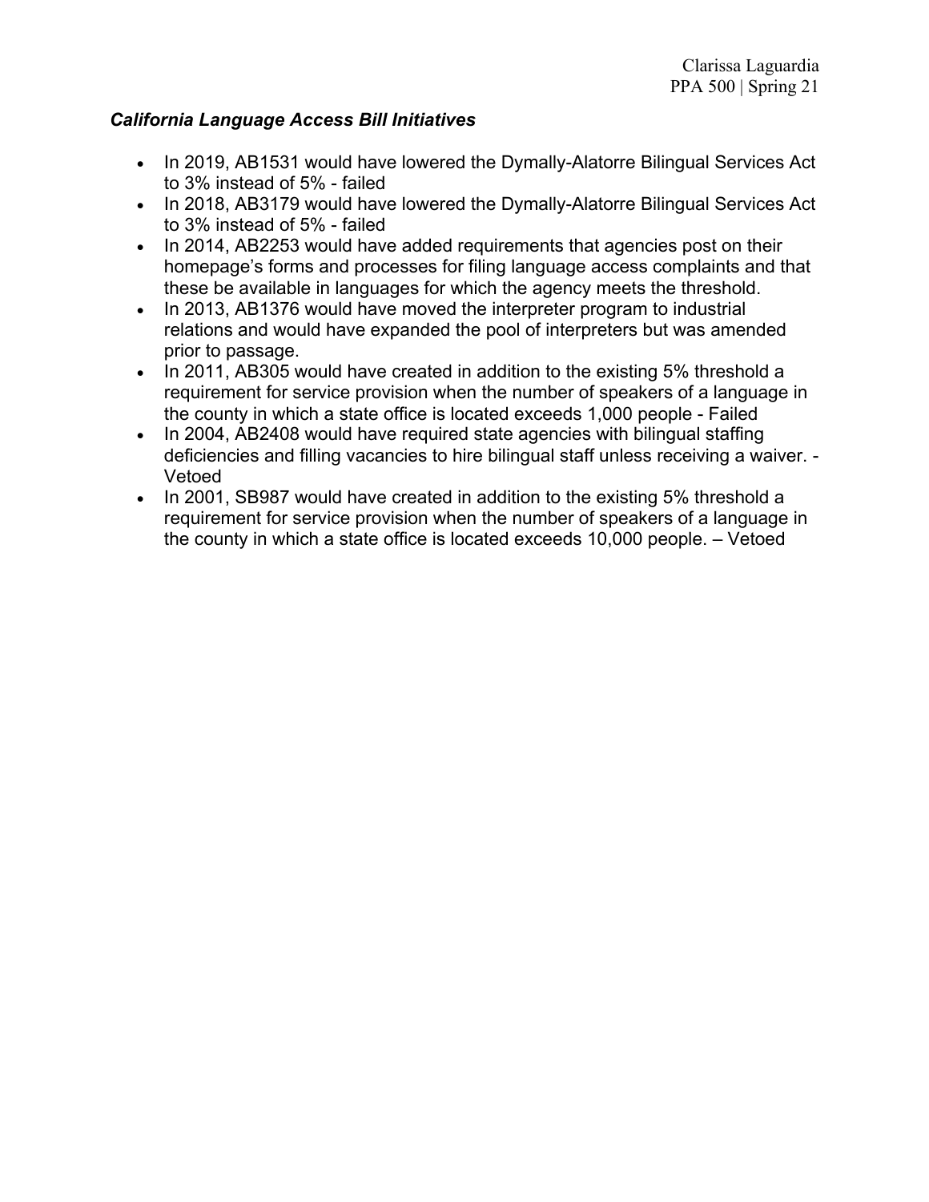***California Language Access Bill Initiatives***

- In 2019, AB1531 would have lowered the Dymally-Alatorre Bilingual Services Act to 3% instead of 5% - failed
- In 2018, AB3179 would have lowered the Dymally-Alatorre Bilingual Services Act to 3% instead of 5% - failed
- In 2014, AB2253 would have added requirements that agencies post on their homepage's forms and processes for filing language access complaints and that these be available in languages for which the agency meets the threshold.
- In 2013, AB1376 would have moved the interpreter program to industrial relations and would have expanded the pool of interpreters but was amended prior to passage.
- In 2011, AB305 would have created in addition to the existing 5% threshold a requirement for service provision when the number of speakers of a language in the county in which a state office is located exceeds 1,000 people - Failed
- In 2004, AB2408 would have required state agencies with bilingual staffing deficiencies and filling vacancies to hire bilingual staff unless receiving a waiver. - Vetoed
- In 2001, SB987 would have created in addition to the existing 5% threshold a requirement for service provision when the number of speakers of a language in the county in which a state office is located exceeds 10,000 people. – Vetoed